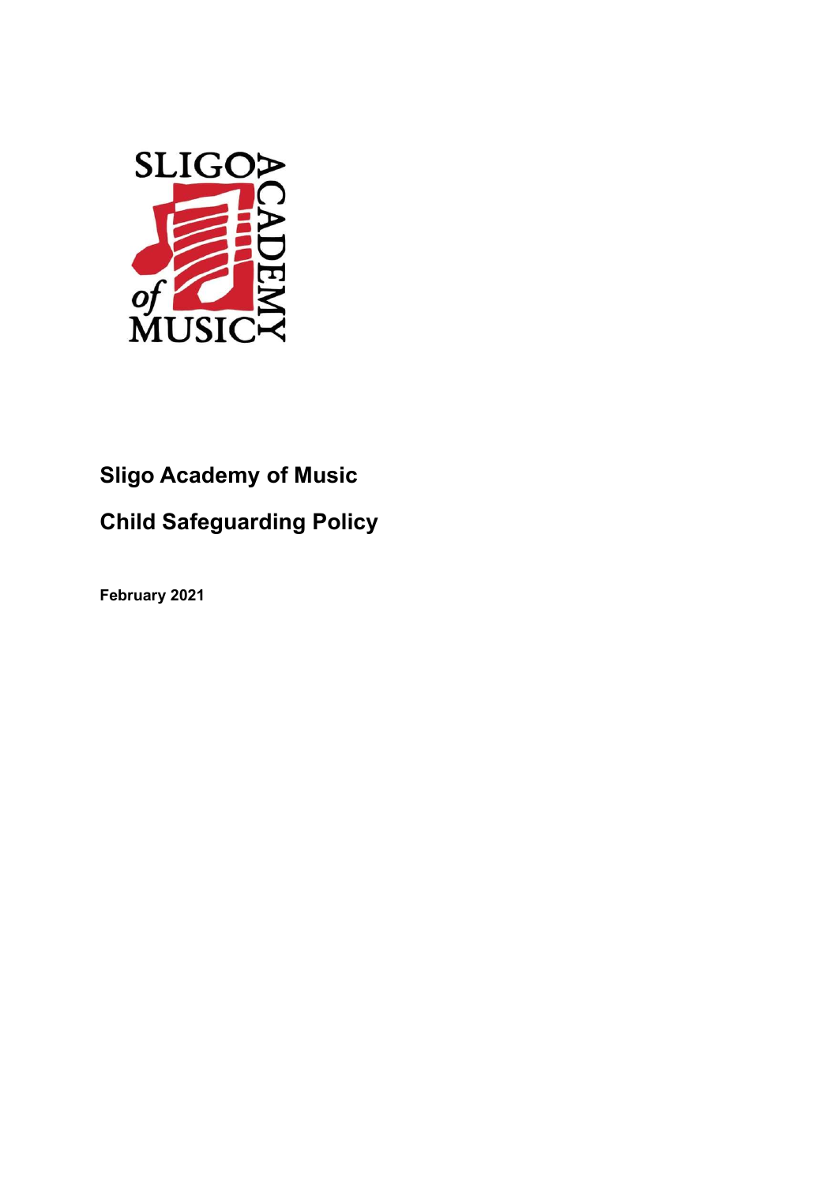# Sligo Academy of Music

## Child Safeguarding Policy

**February 2021**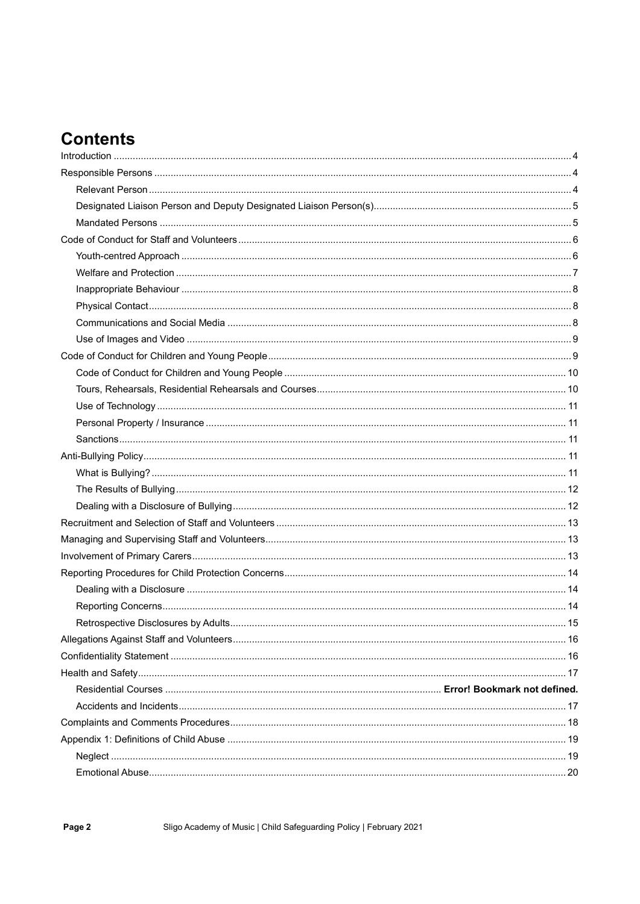# Contents

- Introduction ........ 4
- Responsible Persons ........ 4
  - Relevant Person ........ 4
  - Designated Liaison Person and Deputy Designated Liaison Person(s) ........ 5
  - Mandated Persons ........ 5
- Code of Conduct for Staff and Volunteers ........ 6
  - Youth-centred Approach ........ 6
  - Welfare and Protection ........ 7
  - Inappropriate Behaviour ........ 8
  - Physical Contact ........ 8
  - Communications and Social Media ........ 8
  - Use of Images and Video ........ 9
- Code of Conduct for Children and Young People ........ 9
  - Code of Conduct for Children and Young People ........ 10
  - Tours, Rehearsals, Residential Rehearsals and Courses ........ 10
  - Use of Technology ........ 11
  - Personal Property / Insurance ........ 11
  - Sanctions ........ 11
- Anti-Bullying Policy ........ 11
  - What is Bullying? ........ 11
  - The Results of Bullying ........ 12
  - Dealing with a Disclosure of Bullying ........ 12
- Recruitment and Selection of Staff and Volunteers ........ 13
- Managing and Supervising Staff and Volunteers ........ 13
- Involvement of Primary Carers ........ 13
- Reporting Procedures for Child Protection Concerns ........ 14
  - Dealing with a Disclosure ........ 14
  - Reporting Concerns ........ 14
  - Retrospective Disclosures by Adults ........ 15
- Allegations Against Staff and Volunteers ........ 16
- Confidentiality Statement ........ 16
- Health and Safety ........ 17
  - Residential Courses ........ **Error! Bookmark not defined.**
  - Accidents and Incidents ........ 17
- Complaints and Comments Procedures ........ 18
- Appendix 1: Definitions of Child Abuse ........ 19
  - Neglect ........ 19
  - Emotional Abuse ........ 20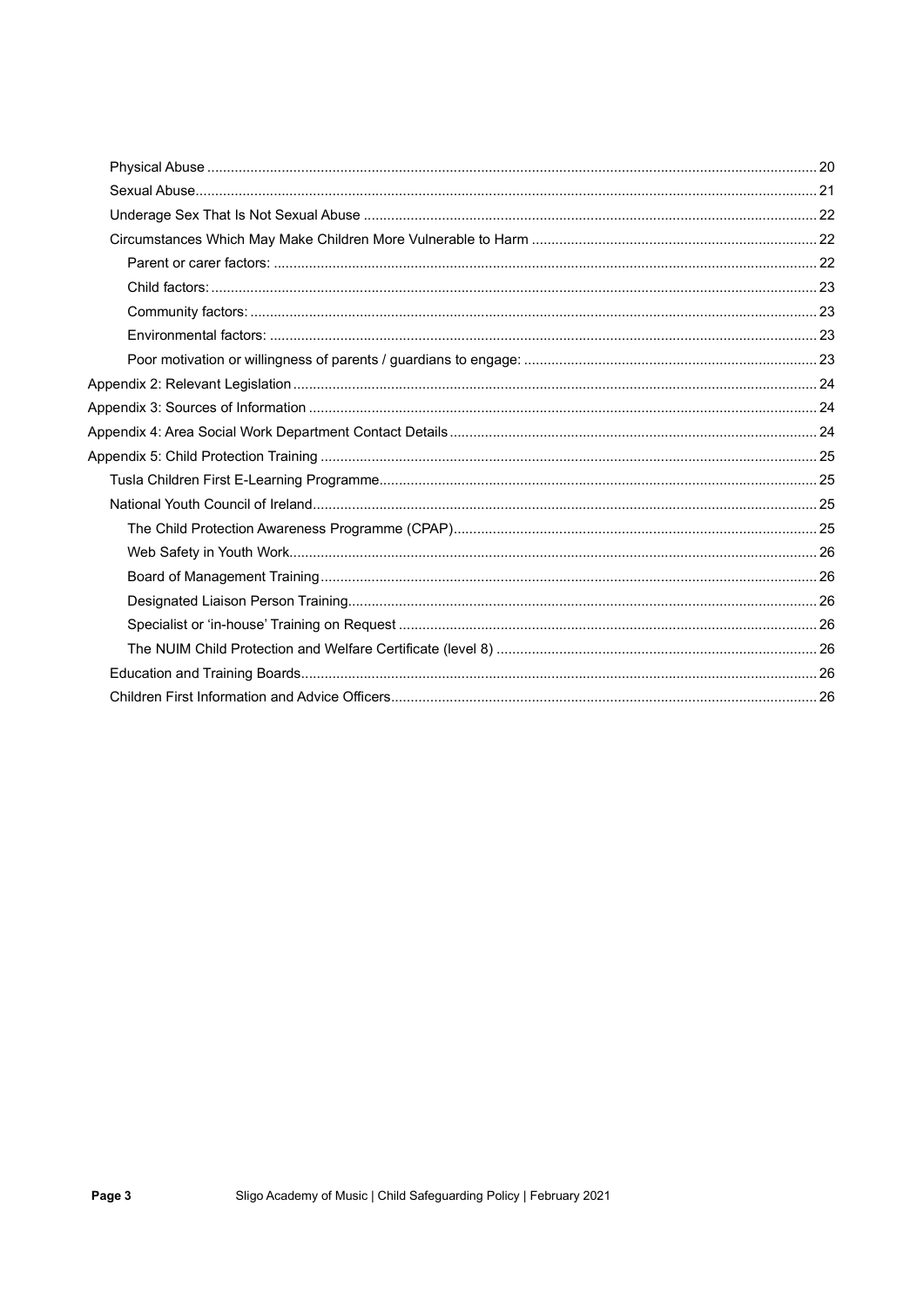- Physical Abuse ... 20
- Sexual Abuse ... 21
- Underage Sex That Is Not Sexual Abuse ... 22
- Circumstances Which May Make Children More Vulnerable to Harm ... 22
  - Parent or carer factors: ... 22
  - Child factors: ... 23
  - Community factors: ... 23
  - Environmental factors: ... 23
  - Poor motivation or willingness of parents / guardians to engage: ... 23

Appendix 2: Relevant Legislation ... 24

Appendix 3: Sources of Information ... 24

Appendix 4: Area Social Work Department Contact Details ... 24

Appendix 5: Child Protection Training ... 25

- Tusla Children First E-Learning Programme ... 25
- National Youth Council of Ireland ... 25
  - The Child Protection Awareness Programme (CPAP) ... 25
  - Web Safety in Youth Work ... 26
  - Board of Management Training ... 26
  - Designated Liaison Person Training ... 26
  - Specialist or 'in-house' Training on Request ... 26
  - The NUIM Child Protection and Welfare Certificate (level 8) ... 26
- Education and Training Boards ... 26
- Children First Information and Advice Officers ... 26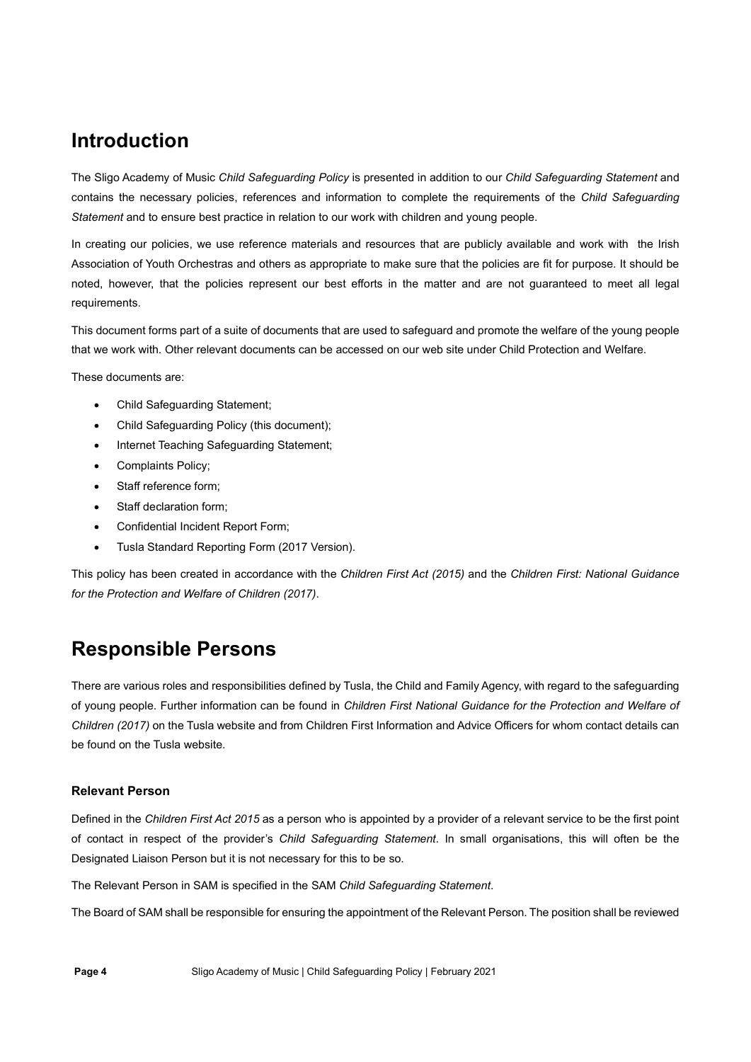# Introduction

The Sligo Academy of Music *Child Safeguarding Policy* is presented in addition to our *Child Safeguarding Statement* and contains the necessary policies, references and information to complete the requirements of the *Child Safeguarding Statement* and to ensure best practice in relation to our work with children and young people.

In creating our policies, we use reference materials and resources that are publicly available and work with the Irish Association of Youth Orchestras and others as appropriate to make sure that the policies are fit for purpose. It should be noted, however, that the policies represent our best efforts in the matter and are not guaranteed to meet all legal requirements.

This document forms part of a suite of documents that are used to safeguard and promote the welfare of the young people that we work with. Other relevant documents can be accessed on our web site under Child Protection and Welfare.

These documents are:

- Child Safeguarding Statement;
- Child Safeguarding Policy (this document);
- Internet Teaching Safeguarding Statement;
- Complaints Policy;
- Staff reference form;
- Staff declaration form;
- Confidential Incident Report Form;
- Tusla Standard Reporting Form (2017 Version).

This policy has been created in accordance with the *Children First Act (2015)* and the *Children First: National Guidance for the Protection and Welfare of Children (2017)*.

# Responsible Persons

There are various roles and responsibilities defined by Tusla, the Child and Family Agency, with regard to the safeguarding of young people. Further information can be found in *Children First National Guidance for the Protection and Welfare of Children (2017)* on the Tusla website and from Children First Information and Advice Officers for whom contact details can be found on the Tusla website.

### Relevant Person

Defined in the *Children First Act 2015* as a person who is appointed by a provider of a relevant service to be the first point of contact in respect of the provider's *Child Safeguarding Statement*. In small organisations, this will often be the Designated Liaison Person but it is not necessary for this to be so.

The Relevant Person in SAM is specified in the SAM *Child Safeguarding Statement*.

The Board of SAM shall be responsible for ensuring the appointment of the Relevant Person. The position shall be reviewed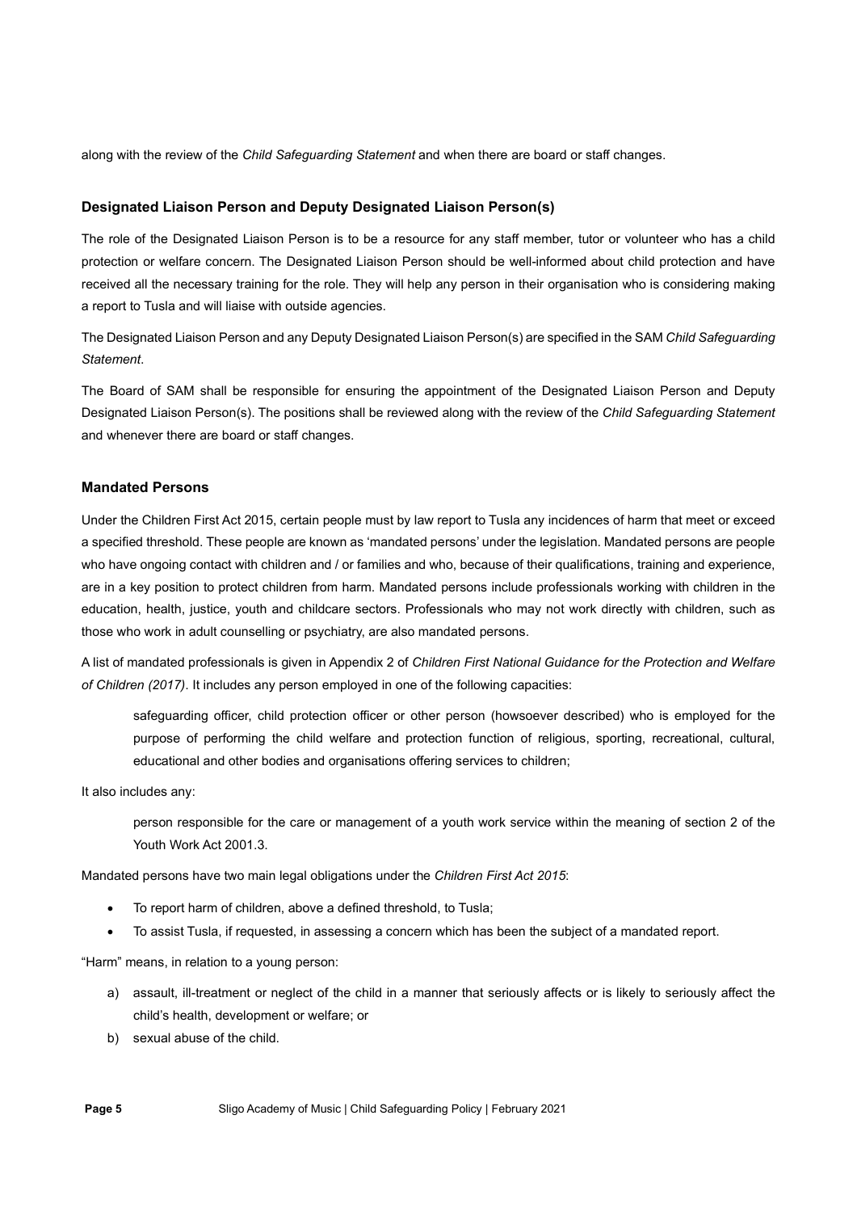along with the review of the *Child Safeguarding Statement* and when there are board or staff changes.

### Designated Liaison Person and Deputy Designated Liaison Person(s)

The role of the Designated Liaison Person is to be a resource for any staff member, tutor or volunteer who has a child protection or welfare concern. The Designated Liaison Person should be well-informed about child protection and have received all the necessary training for the role. They will help any person in their organisation who is considering making a report to Tusla and will liaise with outside agencies.

The Designated Liaison Person and any Deputy Designated Liaison Person(s) are specified in the SAM *Child Safeguarding Statement*.

The Board of SAM shall be responsible for ensuring the appointment of the Designated Liaison Person and Deputy Designated Liaison Person(s). The positions shall be reviewed along with the review of the *Child Safeguarding Statement* and whenever there are board or staff changes.

### Mandated Persons

Under the Children First Act 2015, certain people must by law report to Tusla any incidences of harm that meet or exceed a specified threshold. These people are known as 'mandated persons' under the legislation. Mandated persons are people who have ongoing contact with children and / or families and who, because of their qualifications, training and experience, are in a key position to protect children from harm. Mandated persons include professionals working with children in the education, health, justice, youth and childcare sectors. Professionals who may not work directly with children, such as those who work in adult counselling or psychiatry, are also mandated persons.

A list of mandated professionals is given in Appendix 2 of *Children First National Guidance for the Protection and Welfare of Children (2017).* It includes any person employed in one of the following capacities:

> safeguarding officer, child protection officer or other person (howsoever described) who is employed for the purpose of performing the child welfare and protection function of religious, sporting, recreational, cultural, educational and other bodies and organisations offering services to children;

It also includes any:

> person responsible for the care or management of a youth work service within the meaning of section 2 of the Youth Work Act 2001.3.

Mandated persons have two main legal obligations under the *Children First Act 2015*:

- To report harm of children, above a defined threshold, to Tusla;
- To assist Tusla, if requested, in assessing a concern which has been the subject of a mandated report.

"Harm" means, in relation to a young person:

a) assault, ill-treatment or neglect of the child in a manner that seriously affects or is likely to seriously affect the child's health, development or welfare; or
b) sexual abuse of the child.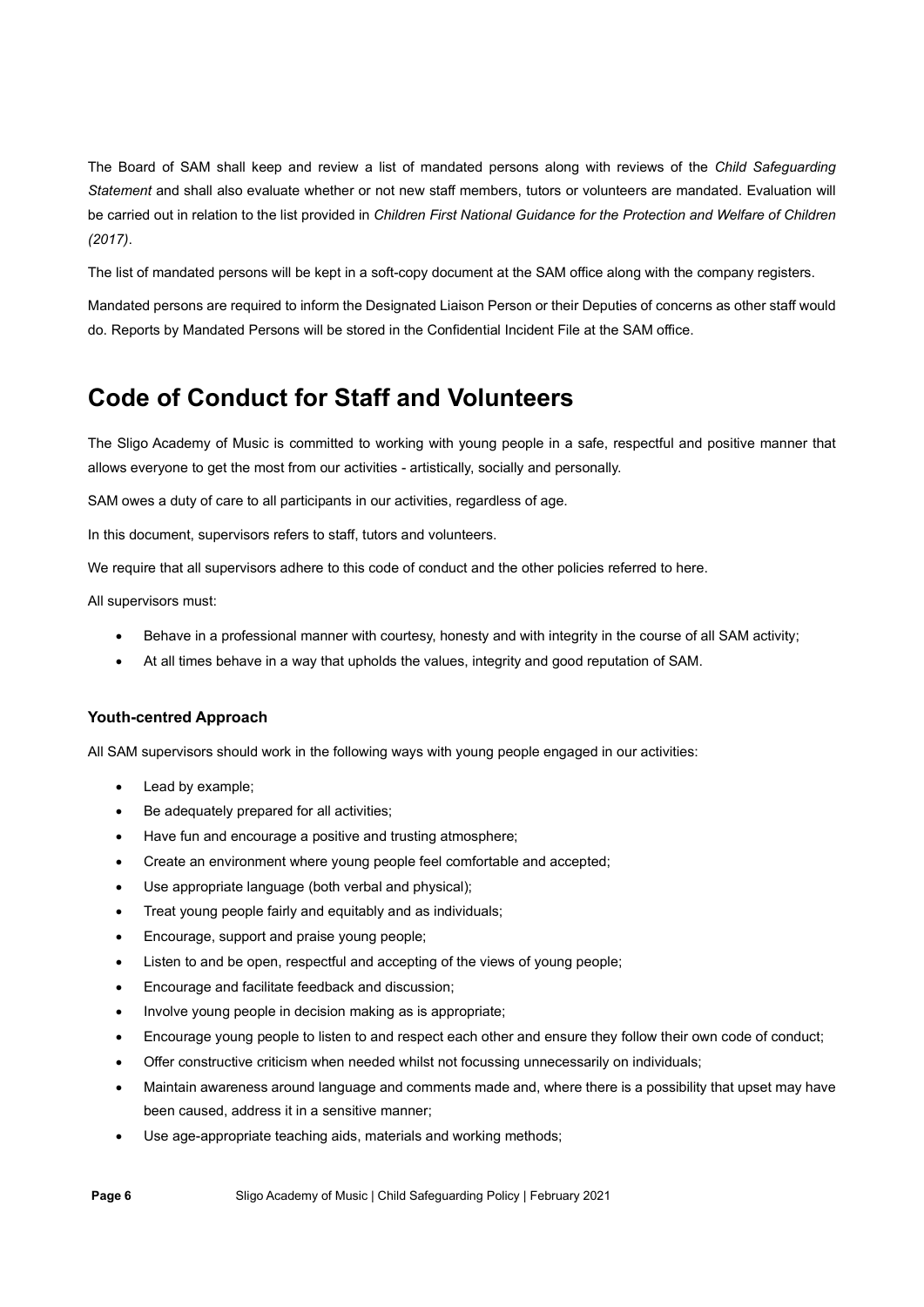The Board of SAM shall keep and review a list of mandated persons along with reviews of the *Child Safeguarding Statement* and shall also evaluate whether or not new staff members, tutors or volunteers are mandated. Evaluation will be carried out in relation to the list provided in *Children First National Guidance for the Protection and Welfare of Children (2017)*.

The list of mandated persons will be kept in a soft-copy document at the SAM office along with the company registers.

Mandated persons are required to inform the Designated Liaison Person or their Deputies of concerns as other staff would do. Reports by Mandated Persons will be stored in the Confidential Incident File at the SAM office.

# Code of Conduct for Staff and Volunteers

The Sligo Academy of Music is committed to working with young people in a safe, respectful and positive manner that allows everyone to get the most from our activities - artistically, socially and personally.

SAM owes a duty of care to all participants in our activities, regardless of age.

In this document, supervisors refers to staff, tutors and volunteers.

We require that all supervisors adhere to this code of conduct and the other policies referred to here.

All supervisors must:

- Behave in a professional manner with courtesy, honesty and with integrity in the course of all SAM activity;
- At all times behave in a way that upholds the values, integrity and good reputation of SAM.

### Youth-centred Approach

All SAM supervisors should work in the following ways with young people engaged in our activities:

- Lead by example;
- Be adequately prepared for all activities;
- Have fun and encourage a positive and trusting atmosphere;
- Create an environment where young people feel comfortable and accepted;
- Use appropriate language (both verbal and physical);
- Treat young people fairly and equitably and as individuals;
- Encourage, support and praise young people;
- Listen to and be open, respectful and accepting of the views of young people;
- Encourage and facilitate feedback and discussion;
- Involve young people in decision making as is appropriate;
- Encourage young people to listen to and respect each other and ensure they follow their own code of conduct;
- Offer constructive criticism when needed whilst not focussing unnecessarily on individuals;
- Maintain awareness around language and comments made and, where there is a possibility that upset may have been caused, address it in a sensitive manner;
- Use age-appropriate teaching aids, materials and working methods;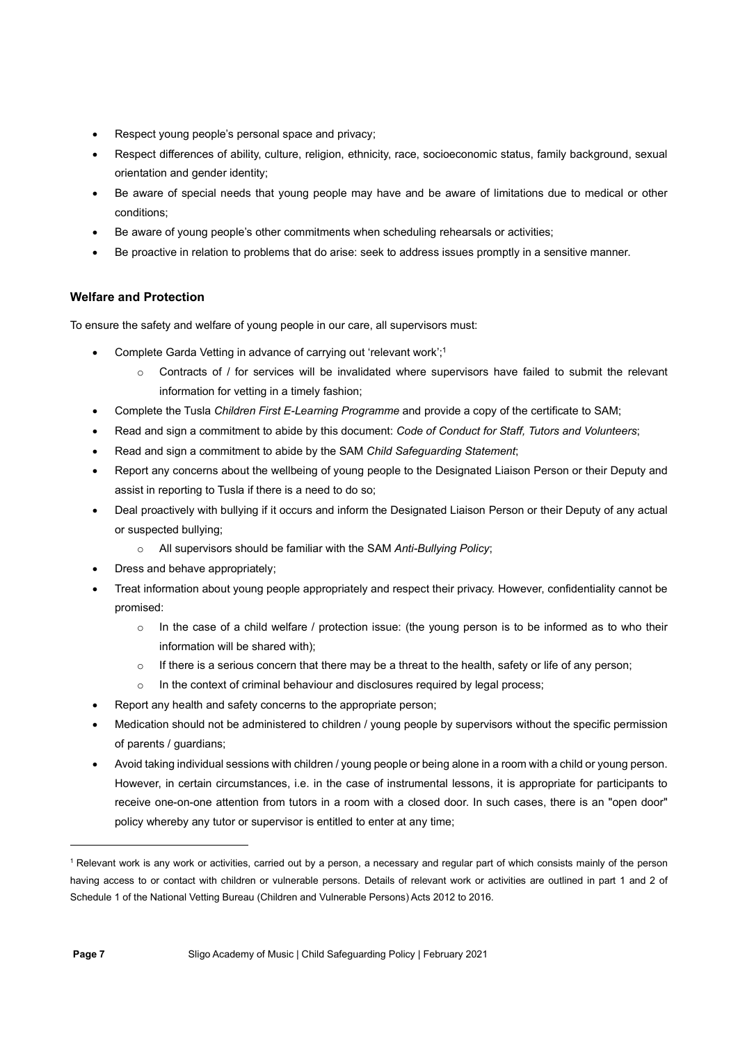- Respect young people's personal space and privacy;
- Respect differences of ability, culture, religion, ethnicity, race, socioeconomic status, family background, sexual orientation and gender identity;
- Be aware of special needs that young people may have and be aware of limitations due to medical or other conditions;
- Be aware of young people's other commitments when scheduling rehearsals or activities;
- Be proactive in relation to problems that do arise: seek to address issues promptly in a sensitive manner.

### Welfare and Protection

To ensure the safety and welfare of young people in our care, all supervisors must:

- Complete Garda Vetting in advance of carrying out 'relevant work';[1]
  - Contracts of / for services will be invalidated where supervisors have failed to submit the relevant information for vetting in a timely fashion;
- Complete the Tusla *Children First E-Learning Programme* and provide a copy of the certificate to SAM;
- Read and sign a commitment to abide by this document: *Code of Conduct for Staff, Tutors and Volunteers*;
- Read and sign a commitment to abide by the SAM *Child Safeguarding Statement*;
- Report any concerns about the wellbeing of young people to the Designated Liaison Person or their Deputy and assist in reporting to Tusla if there is a need to do so;
- Deal proactively with bullying if it occurs and inform the Designated Liaison Person or their Deputy of any actual or suspected bullying;
  - All supervisors should be familiar with the SAM *Anti-Bullying Policy*;
- Dress and behave appropriately;
- Treat information about young people appropriately and respect their privacy. However, confidentiality cannot be promised:
  - In the case of a child welfare / protection issue: (the young person is to be informed as to who their information will be shared with);
  - If there is a serious concern that there may be a threat to the health, safety or life of any person;
  - In the context of criminal behaviour and disclosures required by legal process;
- Report any health and safety concerns to the appropriate person;
- Medication should not be administered to children / young people by supervisors without the specific permission of parents / guardians;
- Avoid taking individual sessions with children / young people or being alone in a room with a child or young person. However, in certain circumstances, i.e. in the case of instrumental lessons, it is appropriate for participants to receive one-on-one attention from tutors in a room with a closed door. In such cases, there is an "open door" policy whereby any tutor or supervisor is entitled to enter at any time;

[1] Relevant work is any work or activities, carried out by a person, a necessary and regular part of which consists mainly of the person having access to or contact with children or vulnerable persons. Details of relevant work or activities are outlined in part 1 and 2 of Schedule 1 of the National Vetting Bureau (Children and Vulnerable Persons) Acts 2012 to 2016.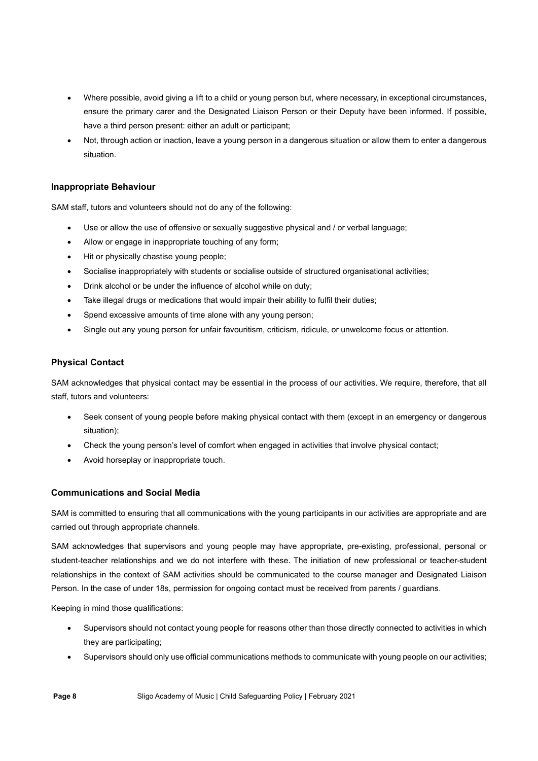- Where possible, avoid giving a lift to a child or young person but, where necessary, in exceptional circumstances, ensure the primary carer and the Designated Liaison Person or their Deputy have been informed. If possible, have a third person present: either an adult or participant;
- Not, through action or inaction, leave a young person in a dangerous situation or allow them to enter a dangerous situation.

### Inappropriate Behaviour

SAM staff, tutors and volunteers should not do any of the following:

- Use or allow the use of offensive or sexually suggestive physical and / or verbal language;
- Allow or engage in inappropriate touching of any form;
- Hit or physically chastise young people;
- Socialise inappropriately with students or socialise outside of structured organisational activities;
- Drink alcohol or be under the influence of alcohol while on duty;
- Take illegal drugs or medications that would impair their ability to fulfil their duties;
- Spend excessive amounts of time alone with any young person;
- Single out any young person for unfair favouritism, criticism, ridicule, or unwelcome focus or attention.

### Physical Contact

SAM acknowledges that physical contact may be essential in the process of our activities. We require, therefore, that all staff, tutors and volunteers:

- Seek consent of young people before making physical contact with them (except in an emergency or dangerous situation);
- Check the young person's level of comfort when engaged in activities that involve physical contact;
- Avoid horseplay or inappropriate touch.

### Communications and Social Media

SAM is committed to ensuring that all communications with the young participants in our activities are appropriate and are carried out through appropriate channels.

SAM acknowledges that supervisors and young people may have appropriate, pre-existing, professional, personal or student-teacher relationships and we do not interfere with these. The initiation of new professional or teacher-student relationships in the context of SAM activities should be communicated to the course manager and Designated Liaison Person. In the case of under 18s, permission for ongoing contact must be received from parents / guardians.

Keeping in mind those qualifications:

- Supervisors should not contact young people for reasons other than those directly connected to activities in which they are participating;
- Supervisors should only use official communications methods to communicate with young people on our activities;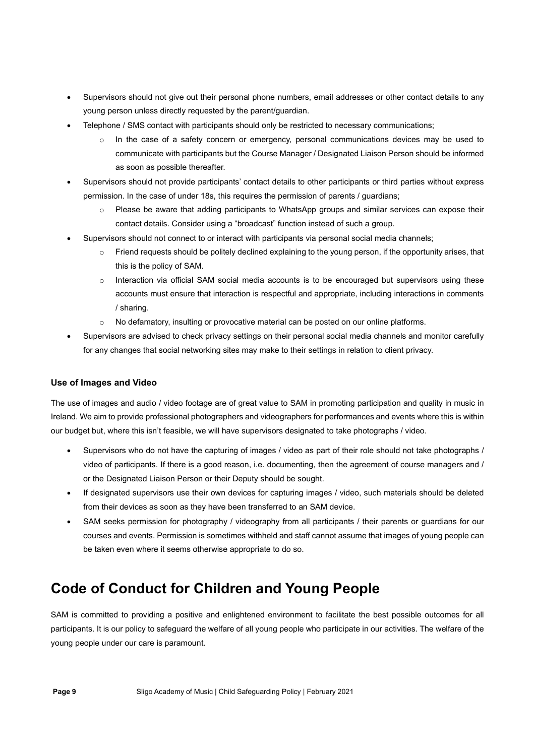- Supervisors should not give out their personal phone numbers, email addresses or other contact details to any young person unless directly requested by the parent/guardian.
- Telephone / SMS contact with participants should only be restricted to necessary communications;
  - In the case of a safety concern or emergency, personal communications devices may be used to communicate with participants but the Course Manager / Designated Liaison Person should be informed as soon as possible thereafter.
- Supervisors should not provide participants' contact details to other participants or third parties without express permission. In the case of under 18s, this requires the permission of parents / guardians;
  - Please be aware that adding participants to WhatsApp groups and similar services can expose their contact details. Consider using a "broadcast" function instead of such a group.
- Supervisors should not connect to or interact with participants via personal social media channels;
  - Friend requests should be politely declined explaining to the young person, if the opportunity arises, that this is the policy of SAM.
  - Interaction via official SAM social media accounts is to be encouraged but supervisors using these accounts must ensure that interaction is respectful and appropriate, including interactions in comments / sharing.
  - No defamatory, insulting or provocative material can be posted on our online platforms.
- Supervisors are advised to check privacy settings on their personal social media channels and monitor carefully for any changes that social networking sites may make to their settings in relation to client privacy.

### Use of Images and Video

The use of images and audio / video footage are of great value to SAM in promoting participation and quality in music in Ireland. We aim to provide professional photographers and videographers for performances and events where this is within our budget but, where this isn't feasible, we will have supervisors designated to take photographs / video.

- Supervisors who do not have the capturing of images / video as part of their role should not take photographs / video of participants. If there is a good reason, i.e. documenting, then the agreement of course managers and / or the Designated Liaison Person or their Deputy should be sought.
- If designated supervisors use their own devices for capturing images / video, such materials should be deleted from their devices as soon as they have been transferred to an SAM device.
- SAM seeks permission for photography / videography from all participants / their parents or guardians for our courses and events. Permission is sometimes withheld and staff cannot assume that images of young people can be taken even where it seems otherwise appropriate to do so.

## Code of Conduct for Children and Young People

SAM is committed to providing a positive and enlightened environment to facilitate the best possible outcomes for all participants. It is our policy to safeguard the welfare of all young people who participate in our activities. The welfare of the young people under our care is paramount.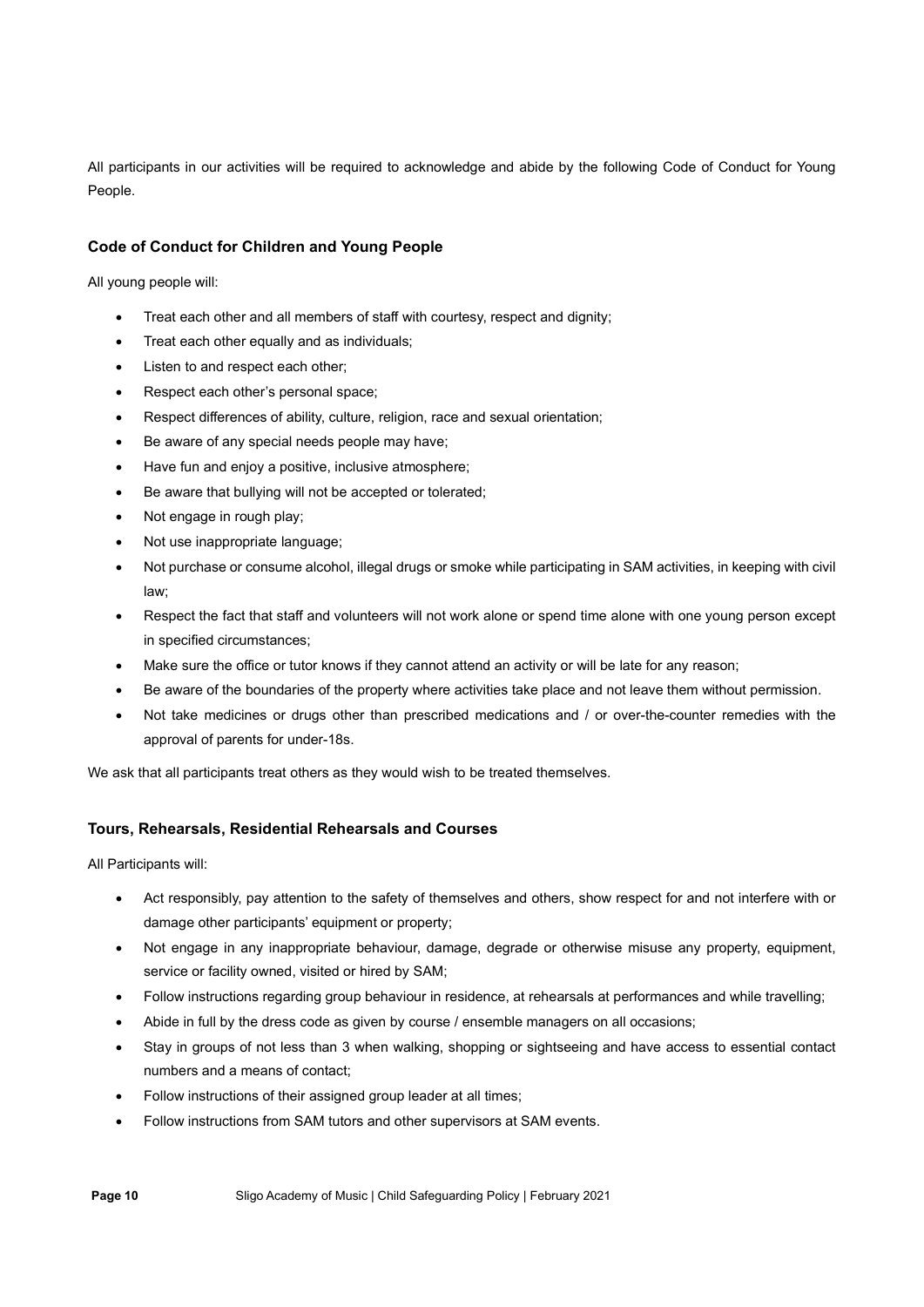All participants in our activities will be required to acknowledge and abide by the following Code of Conduct for Young People.

### Code of Conduct for Children and Young People

All young people will:

- Treat each other and all members of staff with courtesy, respect and dignity;
- Treat each other equally and as individuals;
- Listen to and respect each other;
- Respect each other's personal space;
- Respect differences of ability, culture, religion, race and sexual orientation;
- Be aware of any special needs people may have;
- Have fun and enjoy a positive, inclusive atmosphere;
- Be aware that bullying will not be accepted or tolerated;
- Not engage in rough play;
- Not use inappropriate language;
- Not purchase or consume alcohol, illegal drugs or smoke while participating in SAM activities, in keeping with civil law;
- Respect the fact that staff and volunteers will not work alone or spend time alone with one young person except in specified circumstances;
- Make sure the office or tutor knows if they cannot attend an activity or will be late for any reason;
- Be aware of the boundaries of the property where activities take place and not leave them without permission.
- Not take medicines or drugs other than prescribed medications and / or over-the-counter remedies with the approval of parents for under-18s.

We ask that all participants treat others as they would wish to be treated themselves.

### Tours, Rehearsals, Residential Rehearsals and Courses

All Participants will:

- Act responsibly, pay attention to the safety of themselves and others, show respect for and not interfere with or damage other participants' equipment or property;
- Not engage in any inappropriate behaviour, damage, degrade or otherwise misuse any property, equipment, service or facility owned, visited or hired by SAM;
- Follow instructions regarding group behaviour in residence, at rehearsals at performances and while travelling;
- Abide in full by the dress code as given by course / ensemble managers on all occasions;
- Stay in groups of not less than 3 when walking, shopping or sightseeing and have access to essential contact numbers and a means of contact;
- Follow instructions of their assigned group leader at all times;
- Follow instructions from SAM tutors and other supervisors at SAM events.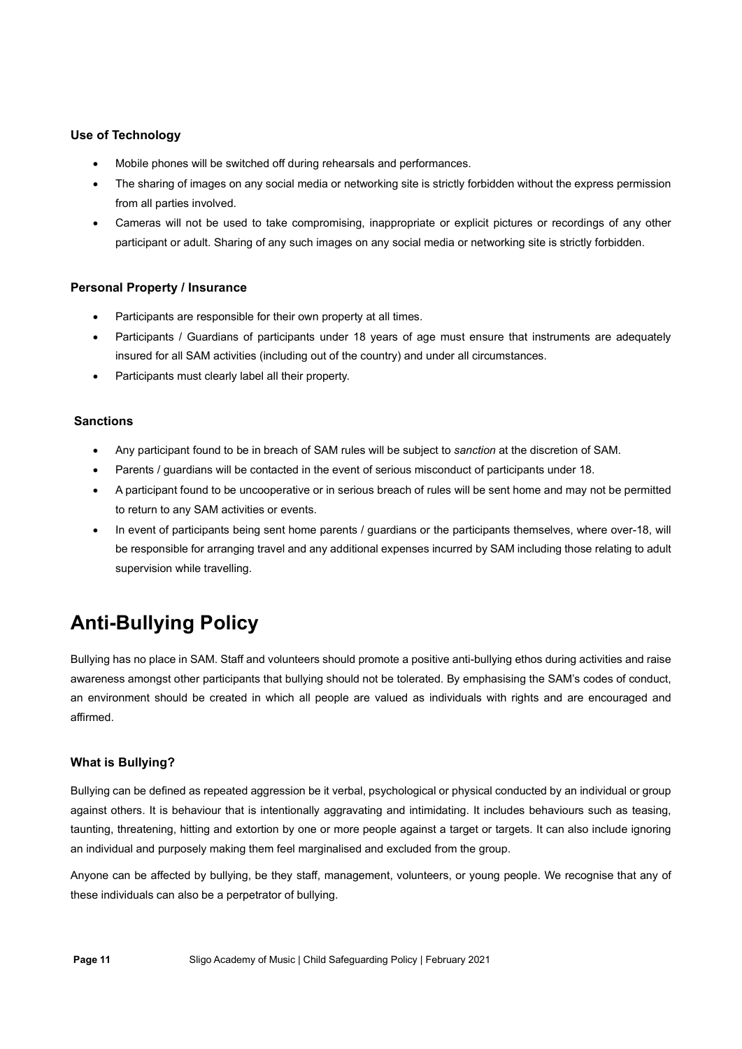### Use of Technology

- Mobile phones will be switched off during rehearsals and performances.
- The sharing of images on any social media or networking site is strictly forbidden without the express permission from all parties involved.
- Cameras will not be used to take compromising, inappropriate or explicit pictures or recordings of any other participant or adult. Sharing of any such images on any social media or networking site is strictly forbidden.

### Personal Property / Insurance

- Participants are responsible for their own property at all times.
- Participants / Guardians of participants under 18 years of age must ensure that instruments are adequately insured for all SAM activities (including out of the country) and under all circumstances.
- Participants must clearly label all their property.

### Sanctions

- Any participant found to be in breach of SAM rules will be subject to *sanction* at the discretion of SAM.
- Parents / guardians will be contacted in the event of serious misconduct of participants under 18.
- A participant found to be uncooperative or in serious breach of rules will be sent home and may not be permitted to return to any SAM activities or events.
- In event of participants being sent home parents / guardians or the participants themselves, where over-18, will be responsible for arranging travel and any additional expenses incurred by SAM including those relating to adult supervision while travelling.

## Anti-Bullying Policy

Bullying has no place in SAM. Staff and volunteers should promote a positive anti-bullying ethos during activities and raise awareness amongst other participants that bullying should not be tolerated. By emphasising the SAM's codes of conduct, an environment should be created in which all people are valued as individuals with rights and are encouraged and affirmed.

### What is Bullying?

Bullying can be defined as repeated aggression be it verbal, psychological or physical conducted by an individual or group against others. It is behaviour that is intentionally aggravating and intimidating. It includes behaviours such as teasing, taunting, threatening, hitting and extortion by one or more people against a target or targets. It can also include ignoring an individual and purposely making them feel marginalised and excluded from the group.

Anyone can be affected by bullying, be they staff, management, volunteers, or young people. We recognise that any of these individuals can also be a perpetrator of bullying.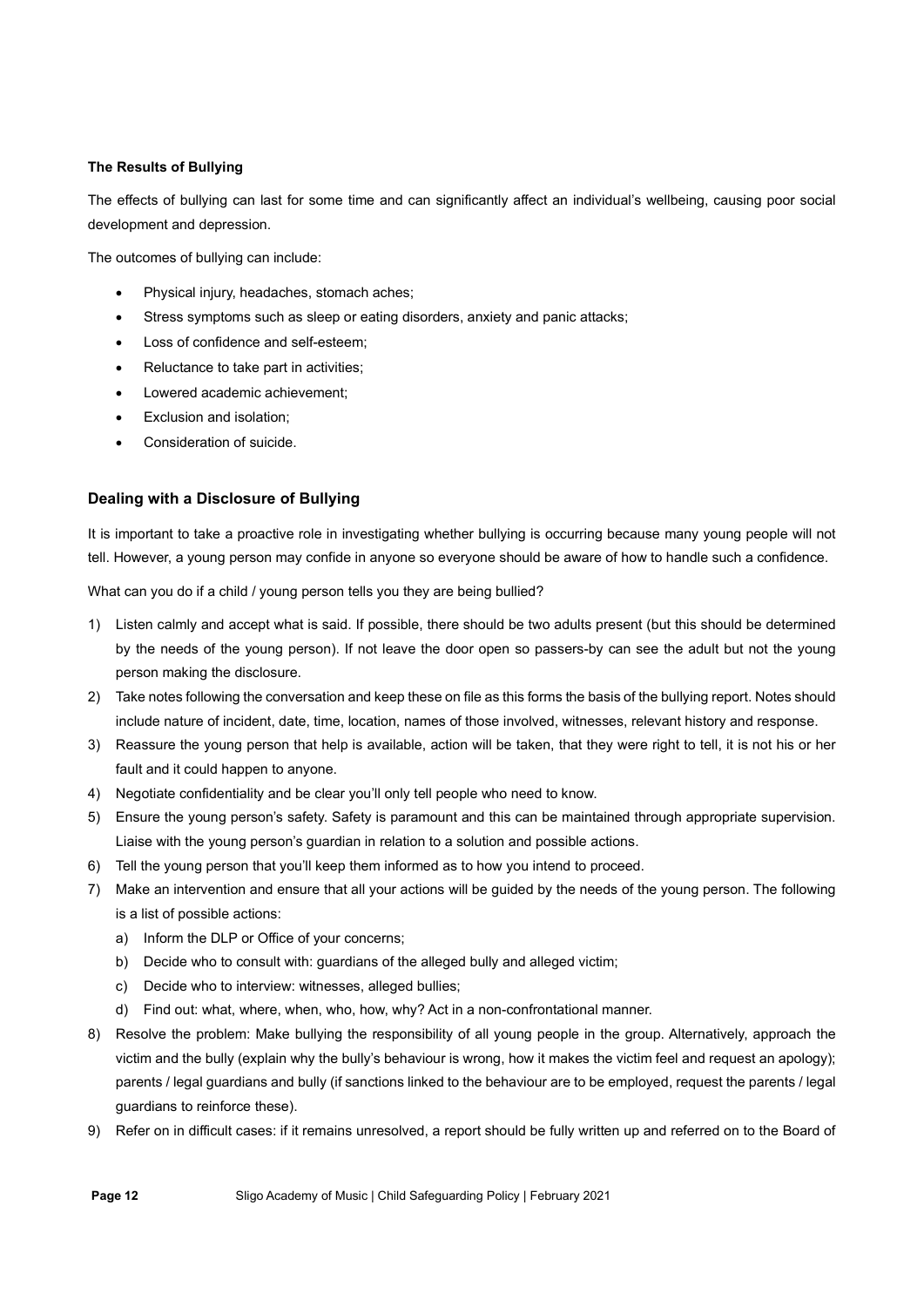**The Results of Bullying**

The effects of bullying can last for some time and can significantly affect an individual's wellbeing, causing poor social development and depression.

The outcomes of bullying can include:

- Physical injury, headaches, stomach aches;
- Stress symptoms such as sleep or eating disorders, anxiety and panic attacks;
- Loss of confidence and self-esteem;
- Reluctance to take part in activities;
- Lowered academic achievement;
- Exclusion and isolation;
- Consideration of suicide.

## Dealing with a Disclosure of Bullying

It is important to take a proactive role in investigating whether bullying is occurring because many young people will not tell. However, a young person may confide in anyone so everyone should be aware of how to handle such a confidence.

What can you do if a child / young person tells you they are being bullied?

1) Listen calmly and accept what is said. If possible, there should be two adults present (but this should be determined by the needs of the young person). If not leave the door open so passers-by can see the adult but not the young person making the disclosure.
2) Take notes following the conversation and keep these on file as this forms the basis of the bullying report. Notes should include nature of incident, date, time, location, names of those involved, witnesses, relevant history and response.
3) Reassure the young person that help is available, action will be taken, that they were right to tell, it is not his or her fault and it could happen to anyone.
4) Negotiate confidentiality and be clear you'll only tell people who need to know.
5) Ensure the young person's safety. Safety is paramount and this can be maintained through appropriate supervision. Liaise with the young person's guardian in relation to a solution and possible actions.
6) Tell the young person that you'll keep them informed as to how you intend to proceed.
7) Make an intervention and ensure that all your actions will be guided by the needs of the young person. The following is a list of possible actions:
   a) Inform the DLP or Office of your concerns;
   b) Decide who to consult with: guardians of the alleged bully and alleged victim;
   c) Decide who to interview: witnesses, alleged bullies;
   d) Find out: what, where, when, who, how, why? Act in a non-confrontational manner.
8) Resolve the problem: Make bullying the responsibility of all young people in the group. Alternatively, approach the victim and the bully (explain why the bully's behaviour is wrong, how it makes the victim feel and request an apology); parents / legal guardians and bully (if sanctions linked to the behaviour are to be employed, request the parents / legal guardians to reinforce these).
9) Refer on in difficult cases: if it remains unresolved, a report should be fully written up and referred on to the Board of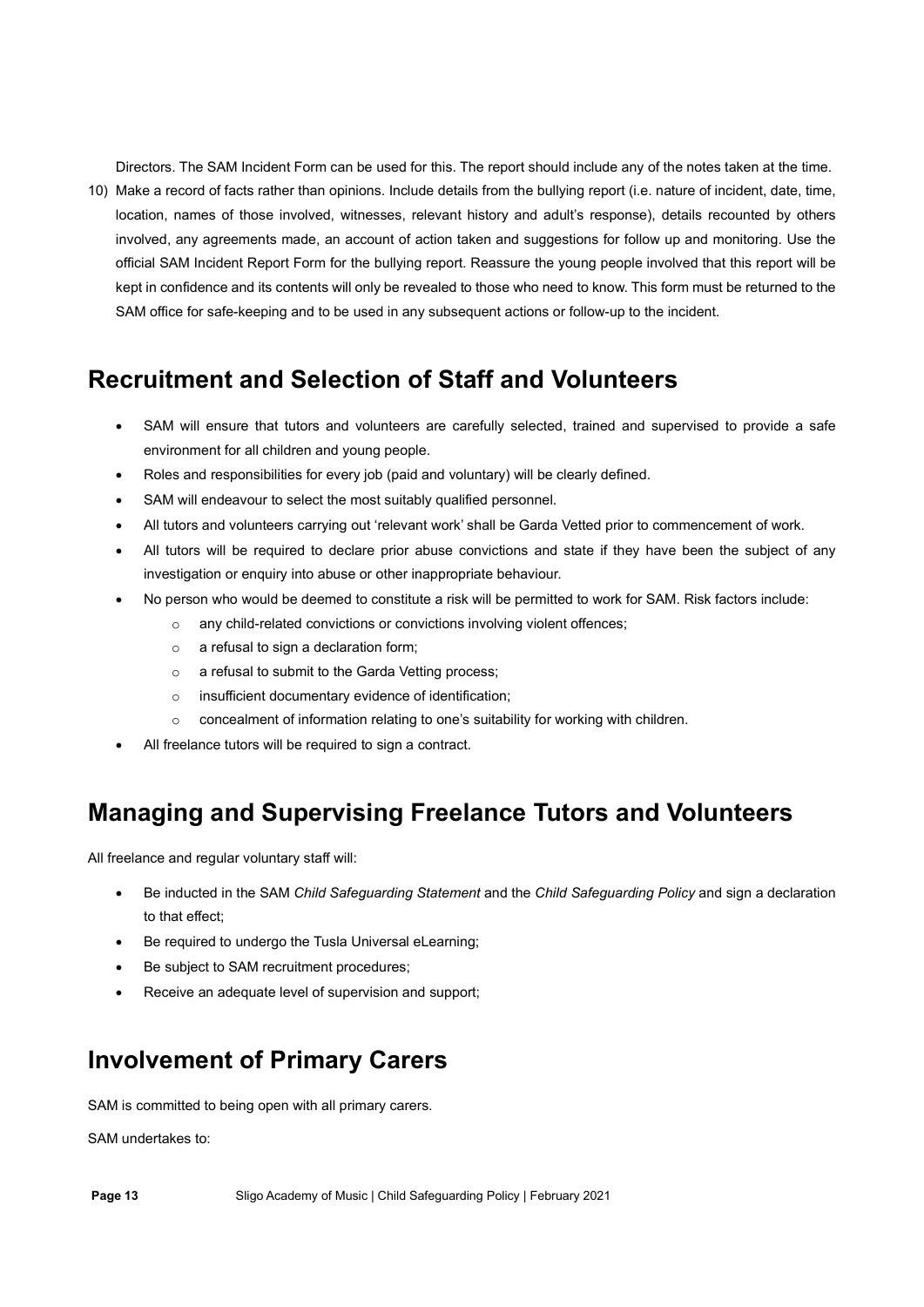Directors. The SAM Incident Form can be used for this. The report should include any of the notes taken at the time.

10) Make a record of facts rather than opinions. Include details from the bullying report (i.e. nature of incident, date, time, location, names of those involved, witnesses, relevant history and adult's response), details recounted by others involved, any agreements made, an account of action taken and suggestions for follow up and monitoring. Use the official SAM Incident Report Form for the bullying report. Reassure the young people involved that this report will be kept in confidence and its contents will only be revealed to those who need to know. This form must be returned to the SAM office for safe-keeping and to be used in any subsequent actions or follow-up to the incident.

## Recruitment and Selection of Staff and Volunteers

- SAM will ensure that tutors and volunteers are carefully selected, trained and supervised to provide a safe environment for all children and young people.
- Roles and responsibilities for every job (paid and voluntary) will be clearly defined.
- SAM will endeavour to select the most suitably qualified personnel.
- All tutors and volunteers carrying out 'relevant work' shall be Garda Vetted prior to commencement of work.
- All tutors will be required to declare prior abuse convictions and state if they have been the subject of any investigation or enquiry into abuse or other inappropriate behaviour.
- No person who would be deemed to constitute a risk will be permitted to work for SAM. Risk factors include:
  - any child-related convictions or convictions involving violent offences;
  - a refusal to sign a declaration form;
  - a refusal to submit to the Garda Vetting process;
  - insufficient documentary evidence of identification;
  - concealment of information relating to one's suitability for working with children.
- All freelance tutors will be required to sign a contract.

## Managing and Supervising Freelance Tutors and Volunteers

All freelance and regular voluntary staff will:

- Be inducted in the SAM *Child Safeguarding Statement* and the *Child Safeguarding Policy* and sign a declaration to that effect;
- Be required to undergo the Tusla Universal eLearning;
- Be subject to SAM recruitment procedures;
- Receive an adequate level of supervision and support;

## Involvement of Primary Carers

SAM is committed to being open with all primary carers.

SAM undertakes to: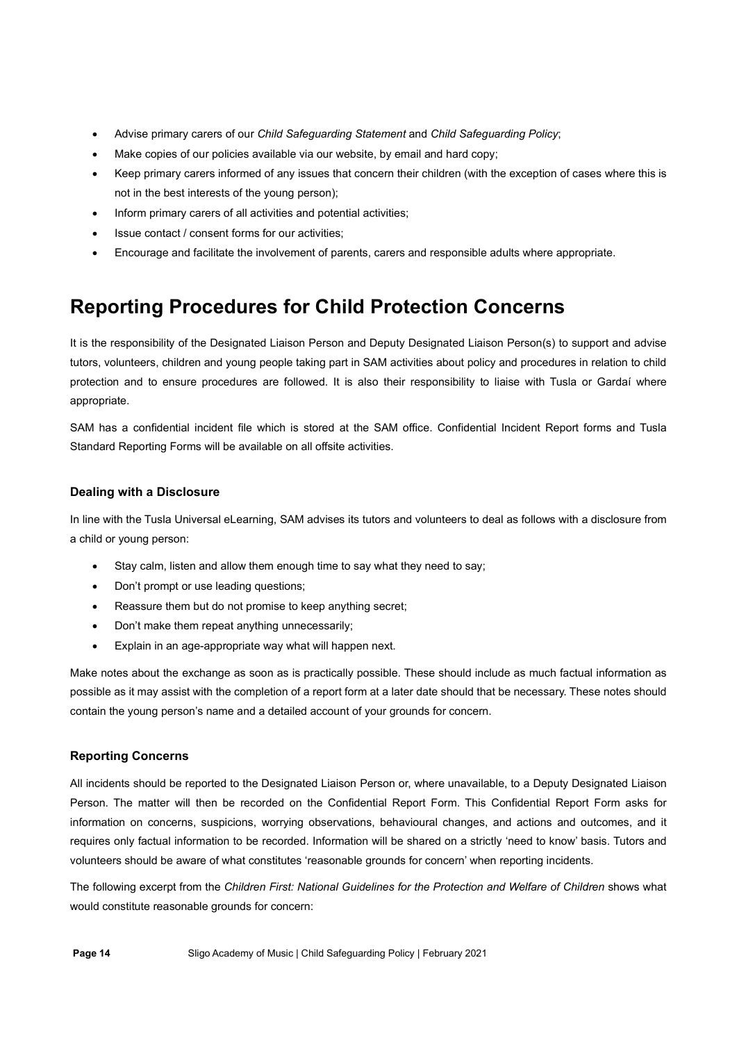- Advise primary carers of our *Child Safeguarding Statement* and *Child Safeguarding Policy*;
- Make copies of our policies available via our website, by email and hard copy;
- Keep primary carers informed of any issues that concern their children (with the exception of cases where this is not in the best interests of the young person);
- Inform primary carers of all activities and potential activities;
- Issue contact / consent forms for our activities;
- Encourage and facilitate the involvement of parents, carers and responsible adults where appropriate.

# Reporting Procedures for Child Protection Concerns

It is the responsibility of the Designated Liaison Person and Deputy Designated Liaison Person(s) to support and advise tutors, volunteers, children and young people taking part in SAM activities about policy and procedures in relation to child protection and to ensure procedures are followed. It is also their responsibility to liaise with Tusla or Gardaí where appropriate.

SAM has a confidential incident file which is stored at the SAM office. Confidential Incident Report forms and Tusla Standard Reporting Forms will be available on all offsite activities.

### Dealing with a Disclosure

In line with the Tusla Universal eLearning, SAM advises its tutors and volunteers to deal as follows with a disclosure from a child or young person:

- Stay calm, listen and allow them enough time to say what they need to say;
- Don't prompt or use leading questions;
- Reassure them but do not promise to keep anything secret;
- Don't make them repeat anything unnecessarily;
- Explain in an age-appropriate way what will happen next.

Make notes about the exchange as soon as is practically possible. These should include as much factual information as possible as it may assist with the completion of a report form at a later date should that be necessary. These notes should contain the young person's name and a detailed account of your grounds for concern.

### Reporting Concerns

All incidents should be reported to the Designated Liaison Person or, where unavailable, to a Deputy Designated Liaison Person. The matter will then be recorded on the Confidential Report Form. This Confidential Report Form asks for information on concerns, suspicions, worrying observations, behavioural changes, and actions and outcomes, and it requires only factual information to be recorded. Information will be shared on a strictly 'need to know' basis. Tutors and volunteers should be aware of what constitutes 'reasonable grounds for concern' when reporting incidents.

The following excerpt from the *Children First: National Guidelines for the Protection and Welfare of Children* shows what would constitute reasonable grounds for concern: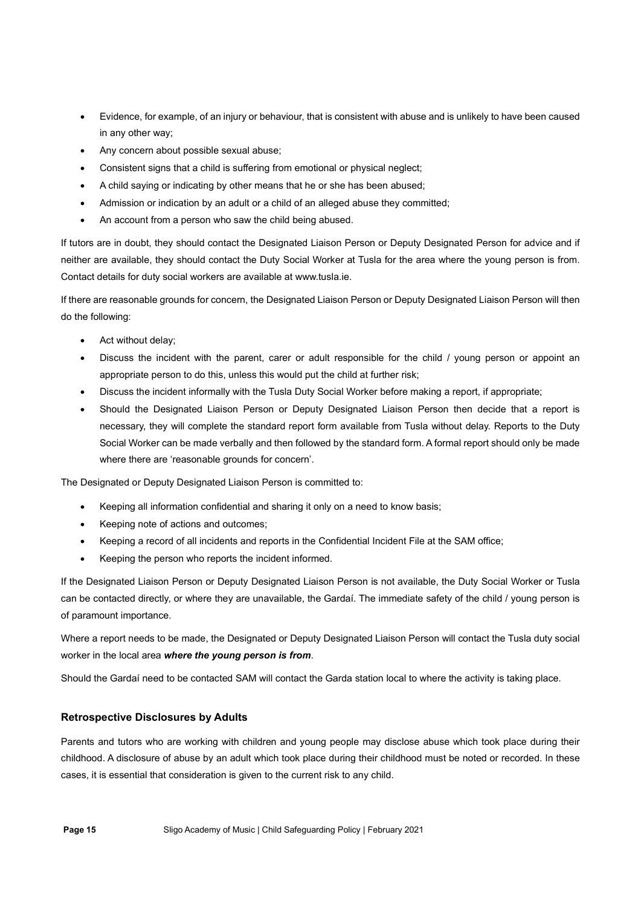- Evidence, for example, of an injury or behaviour, that is consistent with abuse and is unlikely to have been caused in any other way;
- Any concern about possible sexual abuse;
- Consistent signs that a child is suffering from emotional or physical neglect;
- A child saying or indicating by other means that he or she has been abused;
- Admission or indication by an adult or a child of an alleged abuse they committed;
- An account from a person who saw the child being abused.

If tutors are in doubt, they should contact the Designated Liaison Person or Deputy Designated Person for advice and if neither are available, they should contact the Duty Social Worker at Tusla for the area where the young person is from. Contact details for duty social workers are available at www.tusla.ie.

If there are reasonable grounds for concern, the Designated Liaison Person or Deputy Designated Liaison Person will then do the following:

- Act without delay;
- Discuss the incident with the parent, carer or adult responsible for the child / young person or appoint an appropriate person to do this, unless this would put the child at further risk;
- Discuss the incident informally with the Tusla Duty Social Worker before making a report, if appropriate;
- Should the Designated Liaison Person or Deputy Designated Liaison Person then decide that a report is necessary, they will complete the standard report form available from Tusla without delay. Reports to the Duty Social Worker can be made verbally and then followed by the standard form. A formal report should only be made where there are 'reasonable grounds for concern'.

The Designated or Deputy Designated Liaison Person is committed to:

- Keeping all information confidential and sharing it only on a need to know basis;
- Keeping note of actions and outcomes;
- Keeping a record of all incidents and reports in the Confidential Incident File at the SAM office;
- Keeping the person who reports the incident informed.

If the Designated Liaison Person or Deputy Designated Liaison Person is not available, the Duty Social Worker or Tusla can be contacted directly, or where they are unavailable, the Gardaí. The immediate safety of the child / young person is of paramount importance.

Where a report needs to be made, the Designated or Deputy Designated Liaison Person will contact the Tusla duty social worker in the local area ***where the young person is from***.

Should the Gardaí need to be contacted SAM will contact the Garda station local to where the activity is taking place.

### Retrospective Disclosures by Adults

Parents and tutors who are working with children and young people may disclose abuse which took place during their childhood. A disclosure of abuse by an adult which took place during their childhood must be noted or recorded. In these cases, it is essential that consideration is given to the current risk to any child.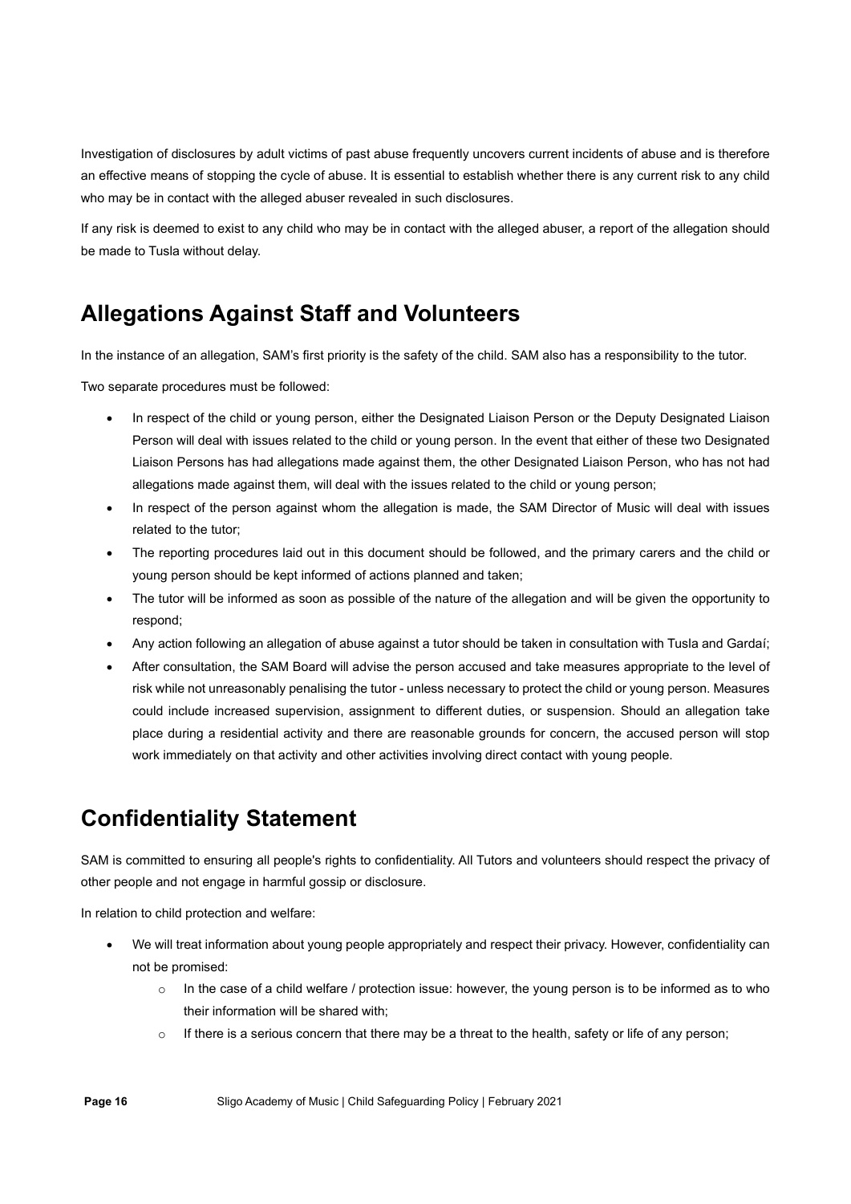Investigation of disclosures by adult victims of past abuse frequently uncovers current incidents of abuse and is therefore an effective means of stopping the cycle of abuse. It is essential to establish whether there is any current risk to any child who may be in contact with the alleged abuser revealed in such disclosures.

If any risk is deemed to exist to any child who may be in contact with the alleged abuser, a report of the allegation should be made to Tusla without delay.

## Allegations Against Staff and Volunteers

In the instance of an allegation, SAM's first priority is the safety of the child. SAM also has a responsibility to the tutor.

Two separate procedures must be followed:

- In respect of the child or young person, either the Designated Liaison Person or the Deputy Designated Liaison Person will deal with issues related to the child or young person. In the event that either of these two Designated Liaison Persons has had allegations made against them, the other Designated Liaison Person, who has not had allegations made against them, will deal with the issues related to the child or young person;
- In respect of the person against whom the allegation is made, the SAM Director of Music will deal with issues related to the tutor;
- The reporting procedures laid out in this document should be followed, and the primary carers and the child or young person should be kept informed of actions planned and taken;
- The tutor will be informed as soon as possible of the nature of the allegation and will be given the opportunity to respond;
- Any action following an allegation of abuse against a tutor should be taken in consultation with Tusla and Gardaí;
- After consultation, the SAM Board will advise the person accused and take measures appropriate to the level of risk while not unreasonably penalising the tutor - unless necessary to protect the child or young person. Measures could include increased supervision, assignment to different duties, or suspension. Should an allegation take place during a residential activity and there are reasonable grounds for concern, the accused person will stop work immediately on that activity and other activities involving direct contact with young people.

## Confidentiality Statement

SAM is committed to ensuring all people's rights to confidentiality. All Tutors and volunteers should respect the privacy of other people and not engage in harmful gossip or disclosure.

In relation to child protection and welfare:

- We will treat information about young people appropriately and respect their privacy. However, confidentiality can not be promised:
  - In the case of a child welfare / protection issue: however, the young person is to be informed as to who their information will be shared with;
  - If there is a serious concern that there may be a threat to the health, safety or life of any person;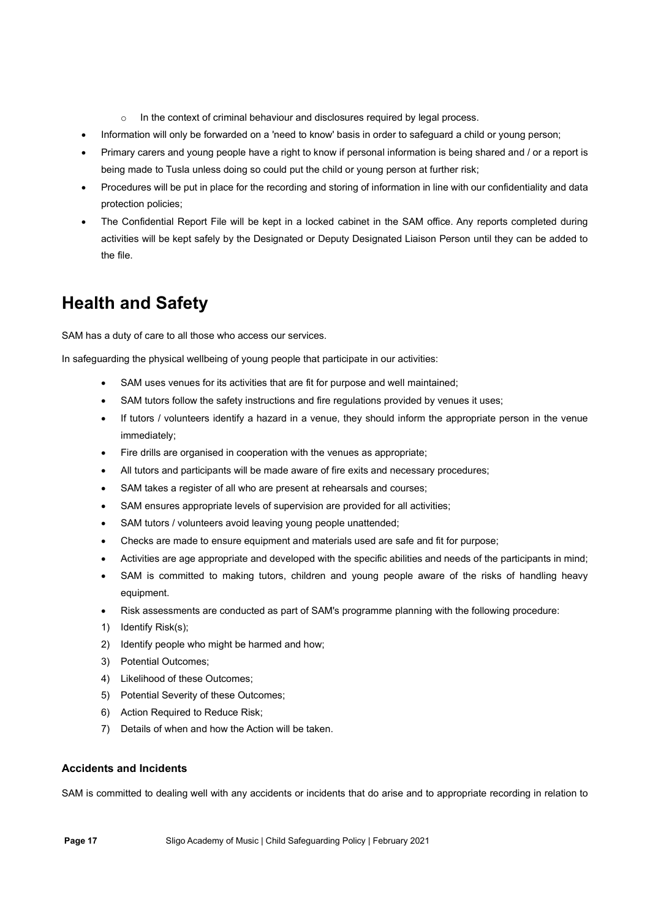- In the context of criminal behaviour and disclosures required by legal process.
- Information will only be forwarded on a 'need to know' basis in order to safeguard a child or young person;
- Primary carers and young people have a right to know if personal information is being shared and / or a report is being made to Tusla unless doing so could put the child or young person at further risk;
- Procedures will be put in place for the recording and storing of information in line with our confidentiality and data protection policies;
- The Confidential Report File will be kept in a locked cabinet in the SAM office. Any reports completed during activities will be kept safely by the Designated or Deputy Designated Liaison Person until they can be added to the file.

# Health and Safety

SAM has a duty of care to all those who access our services.

In safeguarding the physical wellbeing of young people that participate in our activities:

- SAM uses venues for its activities that are fit for purpose and well maintained;
- SAM tutors follow the safety instructions and fire regulations provided by venues it uses;
- If tutors / volunteers identify a hazard in a venue, they should inform the appropriate person in the venue immediately;
- Fire drills are organised in cooperation with the venues as appropriate;
- All tutors and participants will be made aware of fire exits and necessary procedures;
- SAM takes a register of all who are present at rehearsals and courses;
- SAM ensures appropriate levels of supervision are provided for all activities;
- SAM tutors / volunteers avoid leaving young people unattended;
- Checks are made to ensure equipment and materials used are safe and fit for purpose;
- Activities are age appropriate and developed with the specific abilities and needs of the participants in mind;
- SAM is committed to making tutors, children and young people aware of the risks of handling heavy equipment.
- Risk assessments are conducted as part of SAM's programme planning with the following procedure:

1) Identify Risk(s);
2) Identify people who might be harmed and how;
3) Potential Outcomes;
4) Likelihood of these Outcomes;
5) Potential Severity of these Outcomes;
6) Action Required to Reduce Risk;
7) Details of when and how the Action will be taken.

### Accidents and Incidents

SAM is committed to dealing well with any accidents or incidents that do arise and to appropriate recording in relation to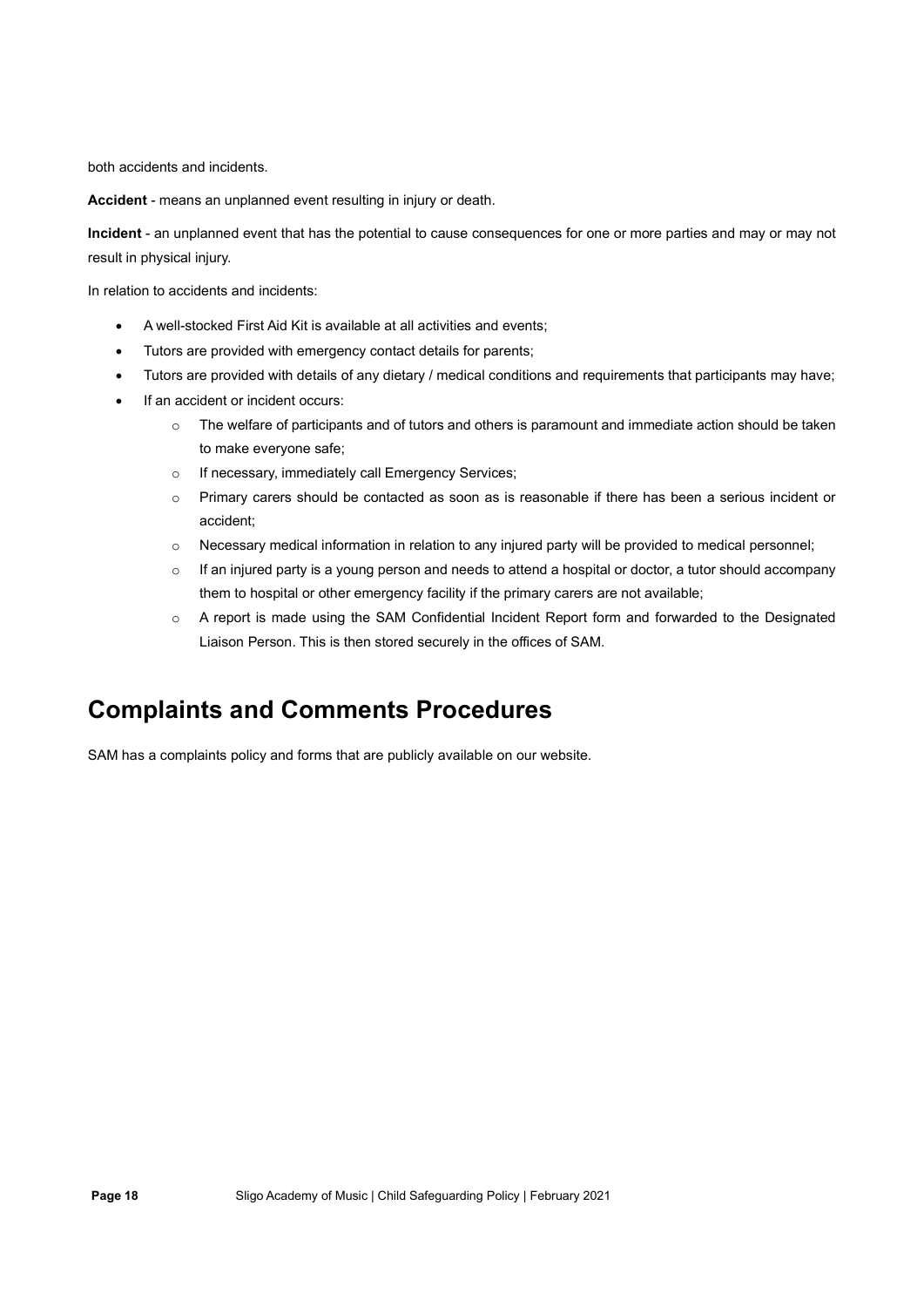both accidents and incidents.

**Accident** - means an unplanned event resulting in injury or death.

**Incident** - an unplanned event that has the potential to cause consequences for one or more parties and may or may not result in physical injury.

In relation to accidents and incidents:

- A well-stocked First Aid Kit is available at all activities and events;
- Tutors are provided with emergency contact details for parents;
- Tutors are provided with details of any dietary / medical conditions and requirements that participants may have;
- If an accident or incident occurs:
    - The welfare of participants and of tutors and others is paramount and immediate action should be taken to make everyone safe;
    - If necessary, immediately call Emergency Services;
    - Primary carers should be contacted as soon as is reasonable if there has been a serious incident or accident;
    - Necessary medical information in relation to any injured party will be provided to medical personnel;
    - If an injured party is a young person and needs to attend a hospital or doctor, a tutor should accompany them to hospital or other emergency facility if the primary carers are not available;
    - A report is made using the SAM Confidential Incident Report form and forwarded to the Designated Liaison Person. This is then stored securely in the offices of SAM.

## Complaints and Comments Procedures

SAM has a complaints policy and forms that are publicly available on our website.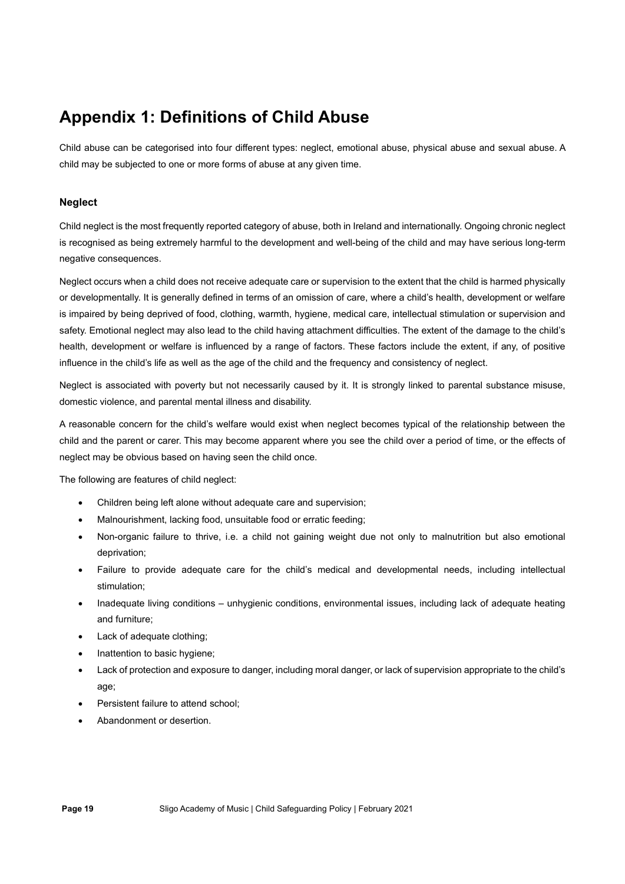# Appendix 1: Definitions of Child Abuse

Child abuse can be categorised into four different types: neglect, emotional abuse, physical abuse and sexual abuse. A child may be subjected to one or more forms of abuse at any given time.

### Neglect

Child neglect is the most frequently reported category of abuse, both in Ireland and internationally. Ongoing chronic neglect is recognised as being extremely harmful to the development and well-being of the child and may have serious long-term negative consequences.

Neglect occurs when a child does not receive adequate care or supervision to the extent that the child is harmed physically or developmentally. It is generally defined in terms of an omission of care, where a child's health, development or welfare is impaired by being deprived of food, clothing, warmth, hygiene, medical care, intellectual stimulation or supervision and safety. Emotional neglect may also lead to the child having attachment difficulties. The extent of the damage to the child's health, development or welfare is influenced by a range of factors. These factors include the extent, if any, of positive influence in the child's life as well as the age of the child and the frequency and consistency of neglect.

Neglect is associated with poverty but not necessarily caused by it. It is strongly linked to parental substance misuse, domestic violence, and parental mental illness and disability.

A reasonable concern for the child's welfare would exist when neglect becomes typical of the relationship between the child and the parent or carer. This may become apparent where you see the child over a period of time, or the effects of neglect may be obvious based on having seen the child once.

The following are features of child neglect:

- Children being left alone without adequate care and supervision;
- Malnourishment, lacking food, unsuitable food or erratic feeding;
- Non-organic failure to thrive, i.e. a child not gaining weight due not only to malnutrition but also emotional deprivation;
- Failure to provide adequate care for the child's medical and developmental needs, including intellectual stimulation;
- Inadequate living conditions – unhygienic conditions, environmental issues, including lack of adequate heating and furniture;
- Lack of adequate clothing;
- Inattention to basic hygiene;
- Lack of protection and exposure to danger, including moral danger, or lack of supervision appropriate to the child's age;
- Persistent failure to attend school;
- Abandonment or desertion.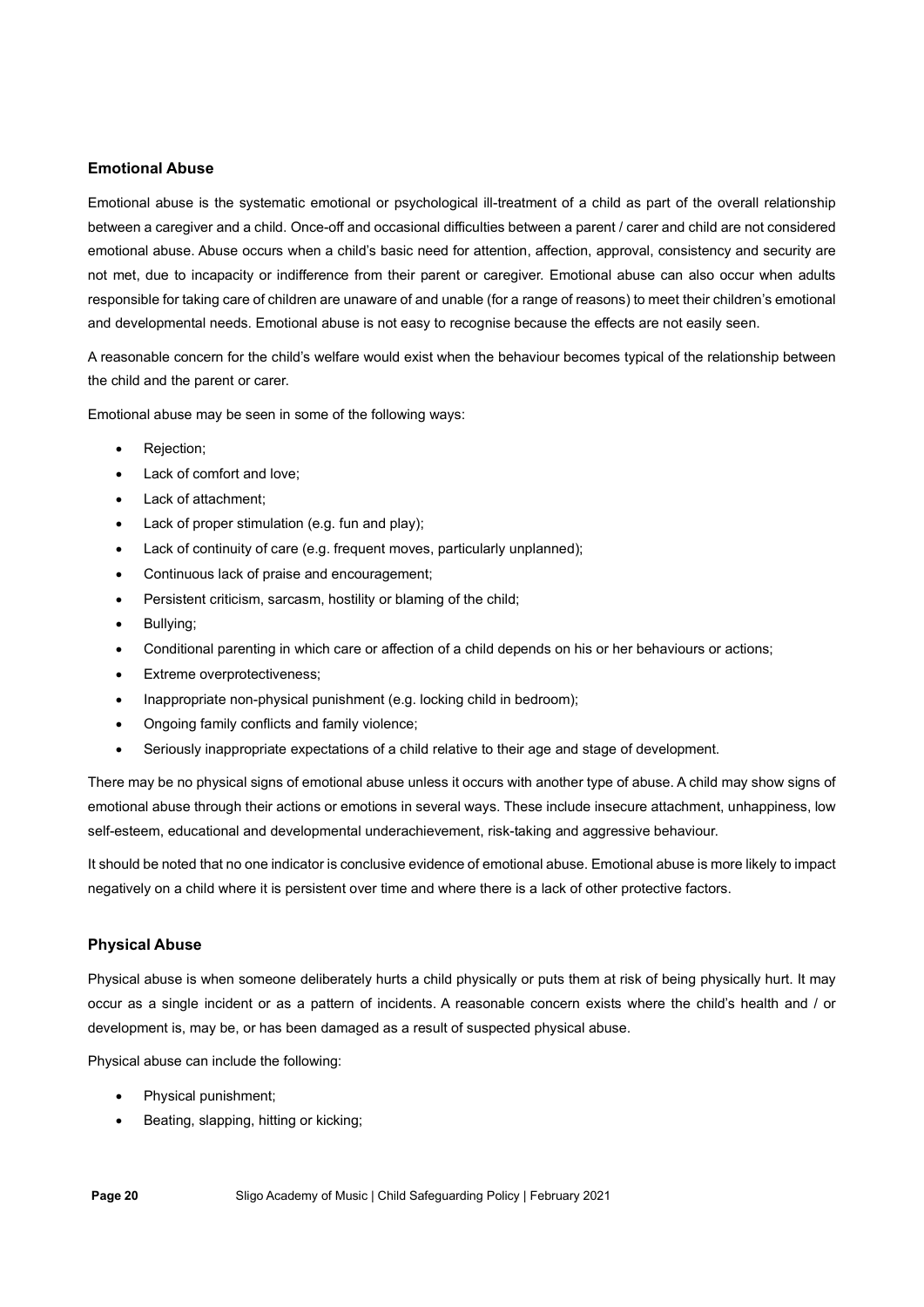### Emotional Abuse

Emotional abuse is the systematic emotional or psychological ill-treatment of a child as part of the overall relationship between a caregiver and a child. Once-off and occasional difficulties between a parent / carer and child are not considered emotional abuse. Abuse occurs when a child's basic need for attention, affection, approval, consistency and security are not met, due to incapacity or indifference from their parent or caregiver. Emotional abuse can also occur when adults responsible for taking care of children are unaware of and unable (for a range of reasons) to meet their children's emotional and developmental needs. Emotional abuse is not easy to recognise because the effects are not easily seen.

A reasonable concern for the child's welfare would exist when the behaviour becomes typical of the relationship between the child and the parent or carer.

Emotional abuse may be seen in some of the following ways:

- Rejection;
- Lack of comfort and love;
- Lack of attachment;
- Lack of proper stimulation (e.g. fun and play);
- Lack of continuity of care (e.g. frequent moves, particularly unplanned);
- Continuous lack of praise and encouragement;
- Persistent criticism, sarcasm, hostility or blaming of the child;
- Bullying;
- Conditional parenting in which care or affection of a child depends on his or her behaviours or actions;
- Extreme overprotectiveness;
- Inappropriate non-physical punishment (e.g. locking child in bedroom);
- Ongoing family conflicts and family violence;
- Seriously inappropriate expectations of a child relative to their age and stage of development.

There may be no physical signs of emotional abuse unless it occurs with another type of abuse. A child may show signs of emotional abuse through their actions or emotions in several ways. These include insecure attachment, unhappiness, low self-esteem, educational and developmental underachievement, risk-taking and aggressive behaviour.

It should be noted that no one indicator is conclusive evidence of emotional abuse. Emotional abuse is more likely to impact negatively on a child where it is persistent over time and where there is a lack of other protective factors.

### Physical Abuse

Physical abuse is when someone deliberately hurts a child physically or puts them at risk of being physically hurt. It may occur as a single incident or as a pattern of incidents. A reasonable concern exists where the child's health and / or development is, may be, or has been damaged as a result of suspected physical abuse.

Physical abuse can include the following:

- Physical punishment;
- Beating, slapping, hitting or kicking;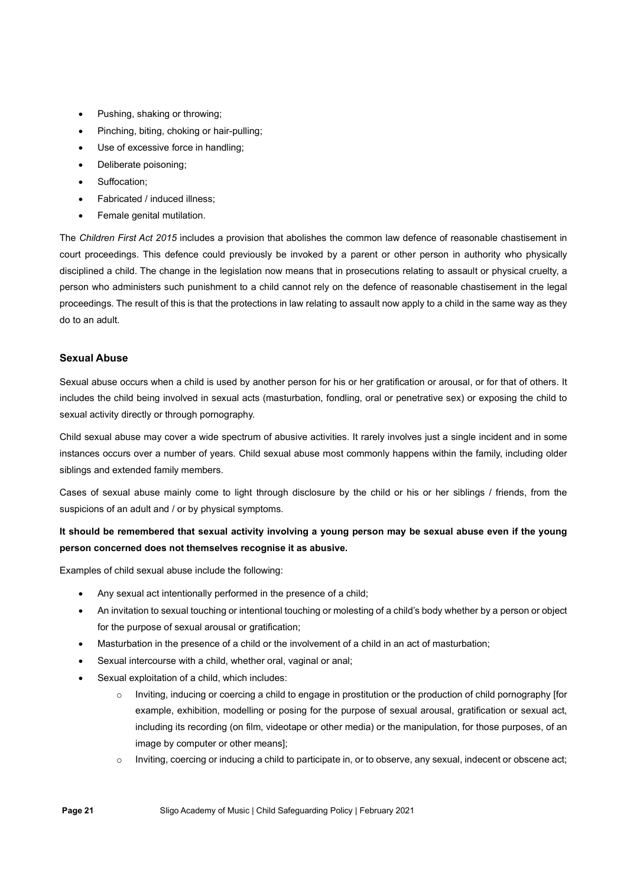- Pushing, shaking or throwing;
- Pinching, biting, choking or hair-pulling;
- Use of excessive force in handling;
- Deliberate poisoning;
- Suffocation;
- Fabricated / induced illness;
- Female genital mutilation.

The *Children First Act 2015* includes a provision that abolishes the common law defence of reasonable chastisement in court proceedings. This defence could previously be invoked by a parent or other person in authority who physically disciplined a child. The change in the legislation now means that in prosecutions relating to assault or physical cruelty, a person who administers such punishment to a child cannot rely on the defence of reasonable chastisement in the legal proceedings. The result of this is that the protections in law relating to assault now apply to a child in the same way as they do to an adult.

### Sexual Abuse

Sexual abuse occurs when a child is used by another person for his or her gratification or arousal, or for that of others. It includes the child being involved in sexual acts (masturbation, fondling, oral or penetrative sex) or exposing the child to sexual activity directly or through pornography.

Child sexual abuse may cover a wide spectrum of abusive activities. It rarely involves just a single incident and in some instances occurs over a number of years. Child sexual abuse most commonly happens within the family, including older siblings and extended family members.

Cases of sexual abuse mainly come to light through disclosure by the child or his or her siblings / friends, from the suspicions of an adult and / or by physical symptoms.

**It should be remembered that sexual activity involving a young person may be sexual abuse even if the young person concerned does not themselves recognise it as abusive.**

Examples of child sexual abuse include the following:

- Any sexual act intentionally performed in the presence of a child;
- An invitation to sexual touching or intentional touching or molesting of a child's body whether by a person or object for the purpose of sexual arousal or gratification;
- Masturbation in the presence of a child or the involvement of a child in an act of masturbation;
- Sexual intercourse with a child, whether oral, vaginal or anal;
- Sexual exploitation of a child, which includes:
  - Inviting, inducing or coercing a child to engage in prostitution or the production of child pornography [for example, exhibition, modelling or posing for the purpose of sexual arousal, gratification or sexual act, including its recording (on film, videotape or other media) or the manipulation, for those purposes, of an image by computer or other means];
  - Inviting, coercing or inducing a child to participate in, or to observe, any sexual, indecent or obscene act;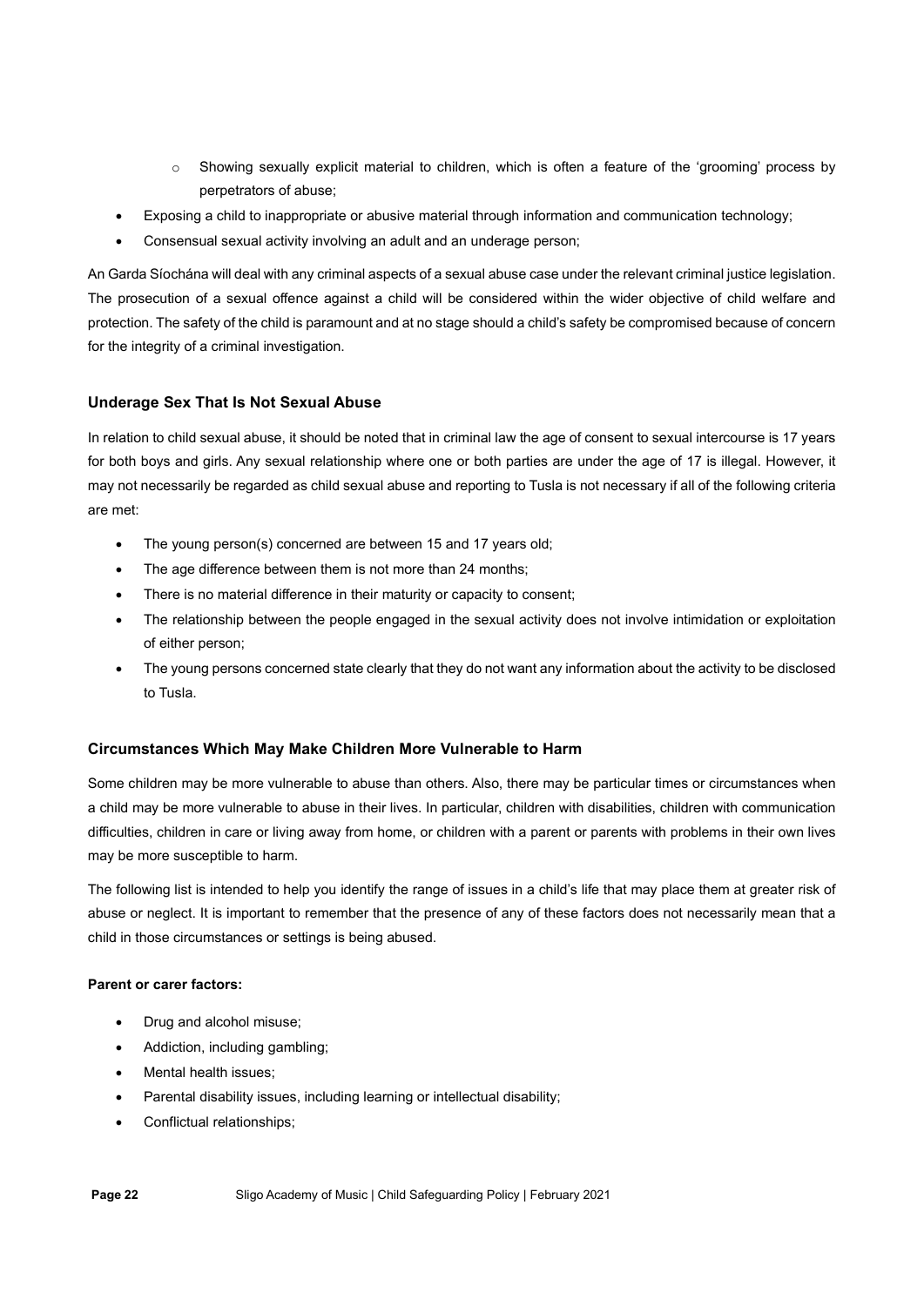- Showing sexually explicit material to children, which is often a feature of the 'grooming' process by perpetrators of abuse;
- Exposing a child to inappropriate or abusive material through information and communication technology;
- Consensual sexual activity involving an adult and an underage person;

An Garda Síochána will deal with any criminal aspects of a sexual abuse case under the relevant criminal justice legislation. The prosecution of a sexual offence against a child will be considered within the wider objective of child welfare and protection. The safety of the child is paramount and at no stage should a child's safety be compromised because of concern for the integrity of a criminal investigation.

### Underage Sex That Is Not Sexual Abuse

In relation to child sexual abuse, it should be noted that in criminal law the age of consent to sexual intercourse is 17 years for both boys and girls. Any sexual relationship where one or both parties are under the age of 17 is illegal. However, it may not necessarily be regarded as child sexual abuse and reporting to Tusla is not necessary if all of the following criteria are met:

- The young person(s) concerned are between 15 and 17 years old;
- The age difference between them is not more than 24 months;
- There is no material difference in their maturity or capacity to consent;
- The relationship between the people engaged in the sexual activity does not involve intimidation or exploitation of either person;
- The young persons concerned state clearly that they do not want any information about the activity to be disclosed to Tusla.

### Circumstances Which May Make Children More Vulnerable to Harm

Some children may be more vulnerable to abuse than others. Also, there may be particular times or circumstances when a child may be more vulnerable to abuse in their lives. In particular, children with disabilities, children with communication difficulties, children in care or living away from home, or children with a parent or parents with problems in their own lives may be more susceptible to harm.

The following list is intended to help you identify the range of issues in a child's life that may place them at greater risk of abuse or neglect. It is important to remember that the presence of any of these factors does not necessarily mean that a child in those circumstances or settings is being abused.

**Parent or carer factors:**

- Drug and alcohol misuse;
- Addiction, including gambling;
- Mental health issues;
- Parental disability issues, including learning or intellectual disability;
- Conflictual relationships;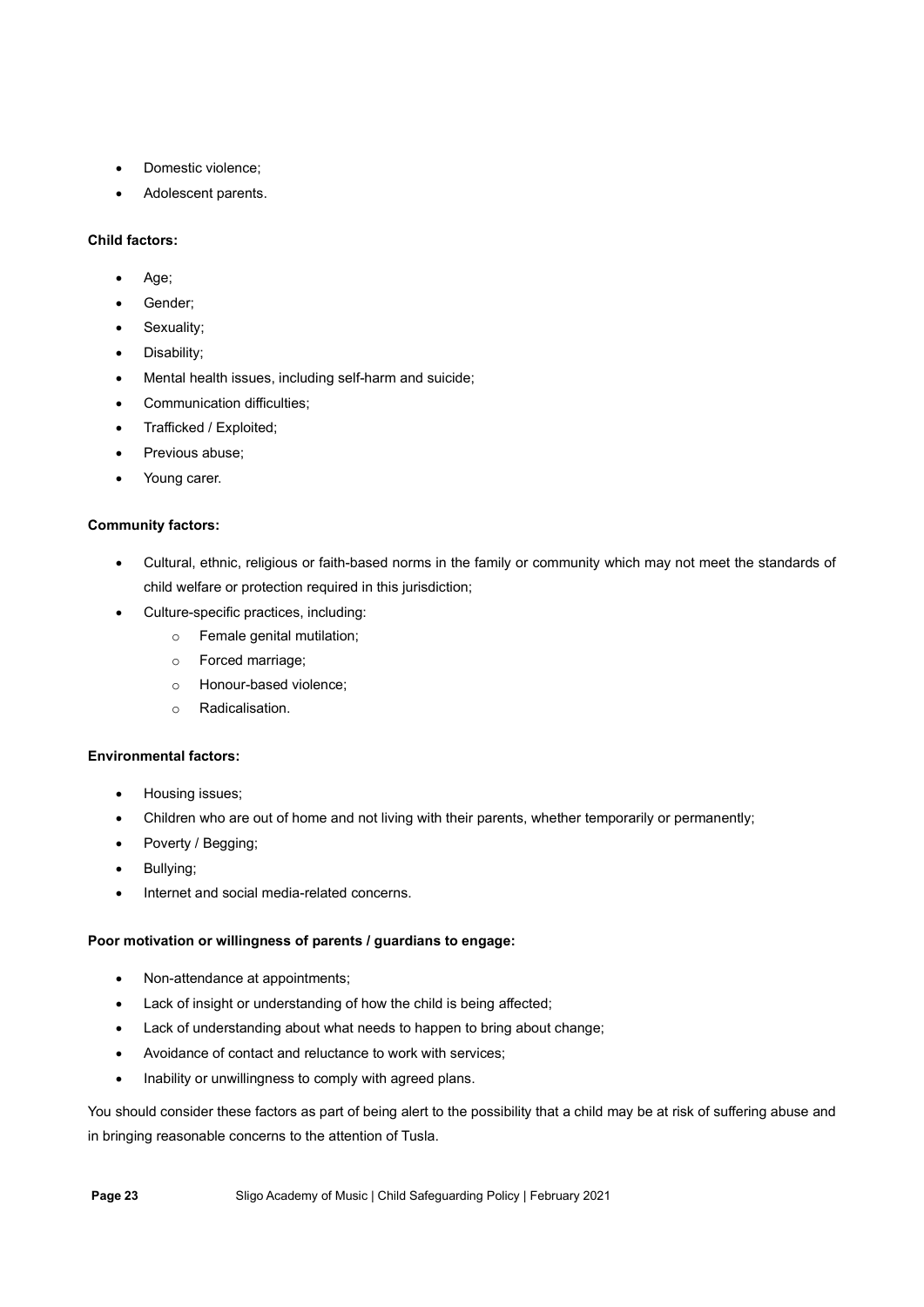- Domestic violence;
- Adolescent parents.

**Child factors:**

- Age;
- Gender;
- Sexuality;
- Disability;
- Mental health issues, including self-harm and suicide;
- Communication difficulties;
- Trafficked / Exploited;
- Previous abuse;
- Young carer.

**Community factors:**

- Cultural, ethnic, religious or faith-based norms in the family or community which may not meet the standards of child welfare or protection required in this jurisdiction;
- Culture-specific practices, including:
  - Female genital mutilation;
  - Forced marriage;
  - Honour-based violence;
  - Radicalisation.

**Environmental factors:**

- Housing issues;
- Children who are out of home and not living with their parents, whether temporarily or permanently;
- Poverty / Begging;
- Bullying;
- Internet and social media-related concerns.

**Poor motivation or willingness of parents / guardians to engage:**

- Non-attendance at appointments;
- Lack of insight or understanding of how the child is being affected;
- Lack of understanding about what needs to happen to bring about change;
- Avoidance of contact and reluctance to work with services;
- Inability or unwillingness to comply with agreed plans.

You should consider these factors as part of being alert to the possibility that a child may be at risk of suffering abuse and in bringing reasonable concerns to the attention of Tusla.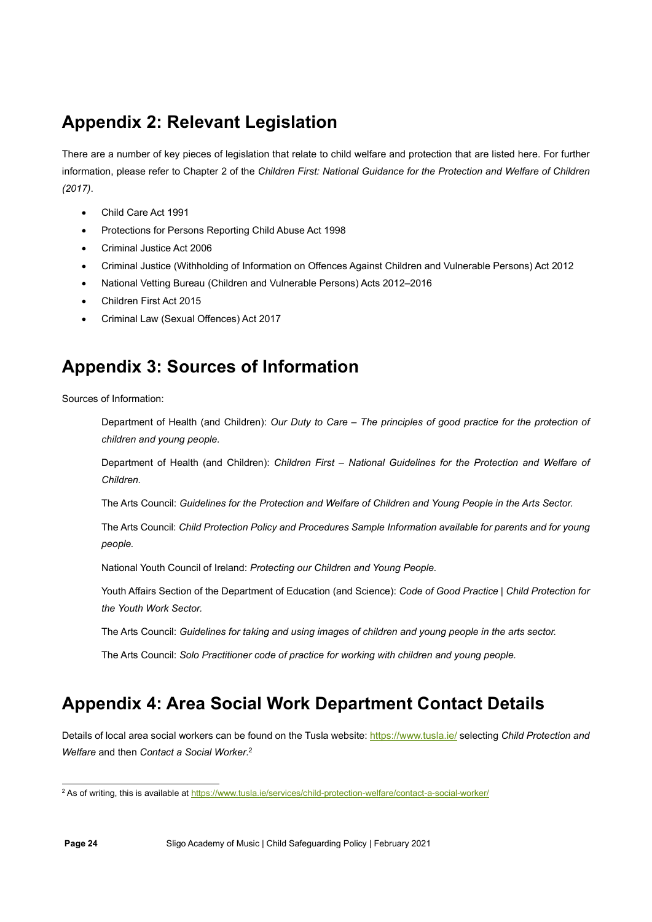## Appendix 2: Relevant Legislation

There are a number of key pieces of legislation that relate to child welfare and protection that are listed here. For further information, please refer to Chapter 2 of the *Children First: National Guidance for the Protection and Welfare of Children (2017)*.

- Child Care Act 1991
- Protections for Persons Reporting Child Abuse Act 1998
- Criminal Justice Act 2006
- Criminal Justice (Withholding of Information on Offences Against Children and Vulnerable Persons) Act 2012
- National Vetting Bureau (Children and Vulnerable Persons) Acts 2012–2016
- Children First Act 2015
- Criminal Law (Sexual Offences) Act 2017

## Appendix 3: Sources of Information

Sources of Information:

Department of Health (and Children): *Our Duty to Care – The principles of good practice for the protection of children and young people.*

Department of Health (and Children): *Children First – National Guidelines for the Protection and Welfare of Children.*

The Arts Council: *Guidelines for the Protection and Welfare of Children and Young People in the Arts Sector.*

The Arts Council: *Child Protection Policy and Procedures Sample Information available for parents and for young people.*

National Youth Council of Ireland: *Protecting our Children and Young People.*

Youth Affairs Section of the Department of Education (and Science): *Code of Good Practice | Child Protection for the Youth Work Sector.*

The Arts Council: *Guidelines for taking and using images of children and young people in the arts sector.*

The Arts Council: *Solo Practitioner code of practice for working with children and young people.*

## Appendix 4: Area Social Work Department Contact Details

Details of local area social workers can be found on the Tusla website: https://www.tusla.ie/ selecting *Child Protection and Welfare* and then *Contact a Social Worker*.[2]

[2] As of writing, this is available at https://www.tusla.ie/services/child-protection-welfare/contact-a-social-worker/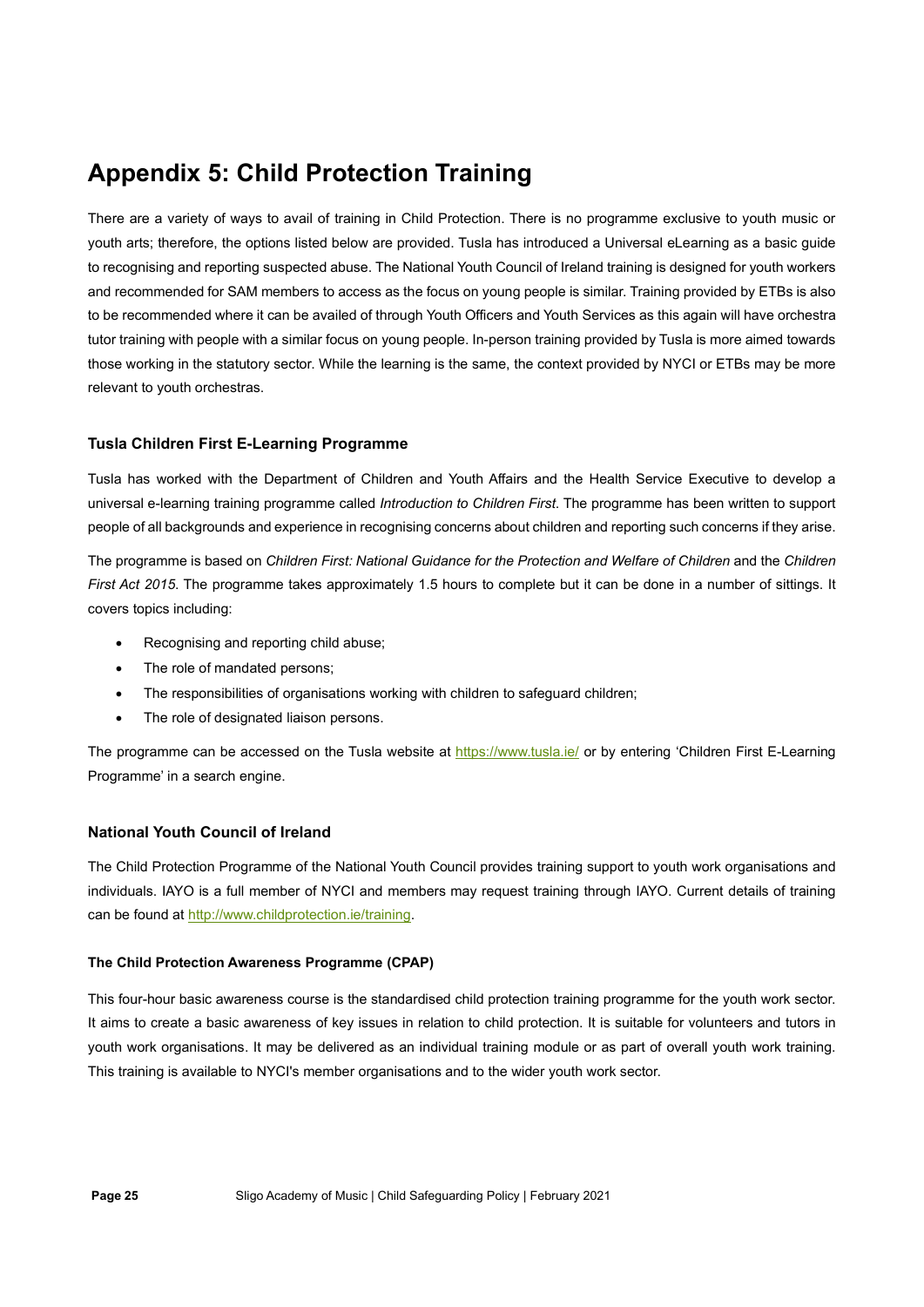# Appendix 5: Child Protection Training

There are a variety of ways to avail of training in Child Protection. There is no programme exclusive to youth music or youth arts; therefore, the options listed below are provided. Tusla has introduced a Universal eLearning as a basic guide to recognising and reporting suspected abuse. The National Youth Council of Ireland training is designed for youth workers and recommended for SAM members to access as the focus on young people is similar. Training provided by ETBs is also to be recommended where it can be availed of through Youth Officers and Youth Services as this again will have orchestra tutor training with people with a similar focus on young people. In-person training provided by Tusla is more aimed towards those working in the statutory sector. While the learning is the same, the context provided by NYCI or ETBs may be more relevant to youth orchestras.

### Tusla Children First E-Learning Programme

Tusla has worked with the Department of Children and Youth Affairs and the Health Service Executive to develop a universal e-learning training programme called *Introduction to Children First*. The programme has been written to support people of all backgrounds and experience in recognising concerns about children and reporting such concerns if they arise.

The programme is based on *Children First: National Guidance for the Protection and Welfare of Children* and the *Children First Act 2015.* The programme takes approximately 1.5 hours to complete but it can be done in a number of sittings. It covers topics including:

- Recognising and reporting child abuse;
- The role of mandated persons;
- The responsibilities of organisations working with children to safeguard children;
- The role of designated liaison persons.

The programme can be accessed on the Tusla website at [https://www.tusla.ie/](https://www.tusla.ie/) or by entering 'Children First E-Learning Programme' in a search engine.

### National Youth Council of Ireland

The Child Protection Programme of the National Youth Council provides training support to youth work organisations and individuals. IAYO is a full member of NYCI and members may request training through IAYO. Current details of training can be found at [http://www.childprotection.ie/training](http://www.childprotection.ie/training).

#### The Child Protection Awareness Programme (CPAP)

This four-hour basic awareness course is the standardised child protection training programme for the youth work sector. It aims to create a basic awareness of key issues in relation to child protection. It is suitable for volunteers and tutors in youth work organisations. It may be delivered as an individual training module or as part of overall youth work training. This training is available to NYCI's member organisations and to the wider youth work sector.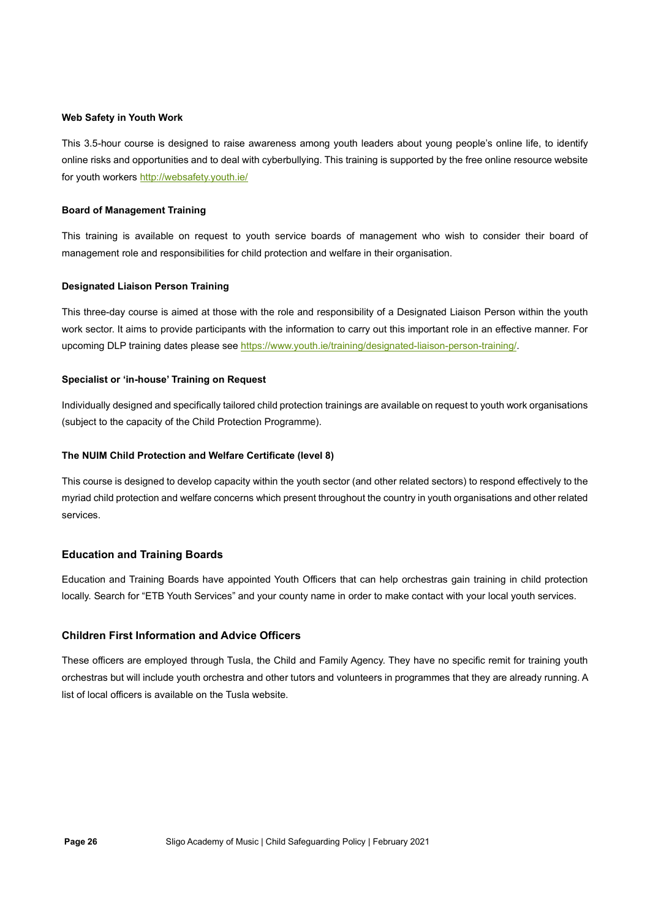#### Web Safety in Youth Work

This 3.5-hour course is designed to raise awareness among youth leaders about young people's online life, to identify online risks and opportunities and to deal with cyberbullying. This training is supported by the free online resource website for youth workers http://websafety.youth.ie/

#### Board of Management Training

This training is available on request to youth service boards of management who wish to consider their board of management role and responsibilities for child protection and welfare in their organisation.

#### Designated Liaison Person Training

This three-day course is aimed at those with the role and responsibility of a Designated Liaison Person within the youth work sector. It aims to provide participants with the information to carry out this important role in an effective manner. For upcoming DLP training dates please see https://www.youth.ie/training/designated-liaison-person-training/.

#### Specialist or 'in-house' Training on Request

Individually designed and specifically tailored child protection trainings are available on request to youth work organisations (subject to the capacity of the Child Protection Programme).

#### The NUIM Child Protection and Welfare Certificate (level 8)

This course is designed to develop capacity within the youth sector (and other related sectors) to respond effectively to the myriad child protection and welfare concerns which present throughout the country in youth organisations and other related services.

### Education and Training Boards

Education and Training Boards have appointed Youth Officers that can help orchestras gain training in child protection locally. Search for "ETB Youth Services" and your county name in order to make contact with your local youth services.

### Children First Information and Advice Officers

These officers are employed through Tusla, the Child and Family Agency. They have no specific remit for training youth orchestras but will include youth orchestra and other tutors and volunteers in programmes that they are already running. A list of local officers is available on the Tusla website.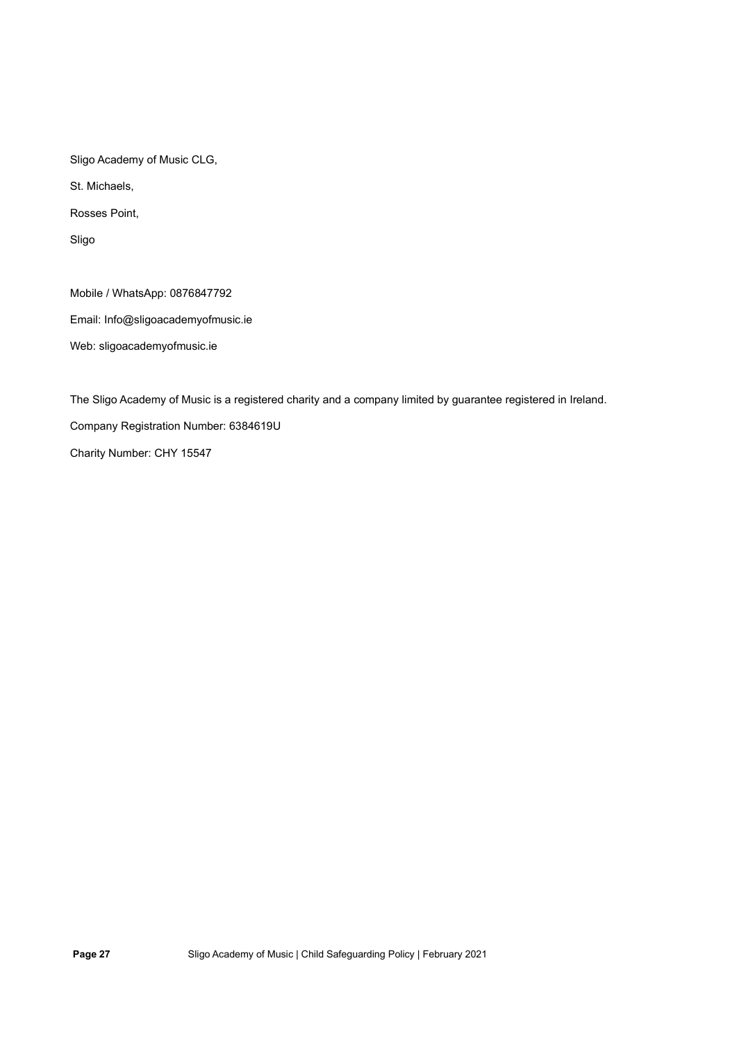Sligo Academy of Music CLG,

St. Michaels,

Rosses Point,

Sligo

Mobile / WhatsApp: 0876847792

Email: Info@sligoacademyofmusic.ie

Web: sligoacademyofmusic.ie

The Sligo Academy of Music is a registered charity and a company limited by guarantee registered in Ireland.

Company Registration Number: 6384619U

Charity Number: CHY 15547